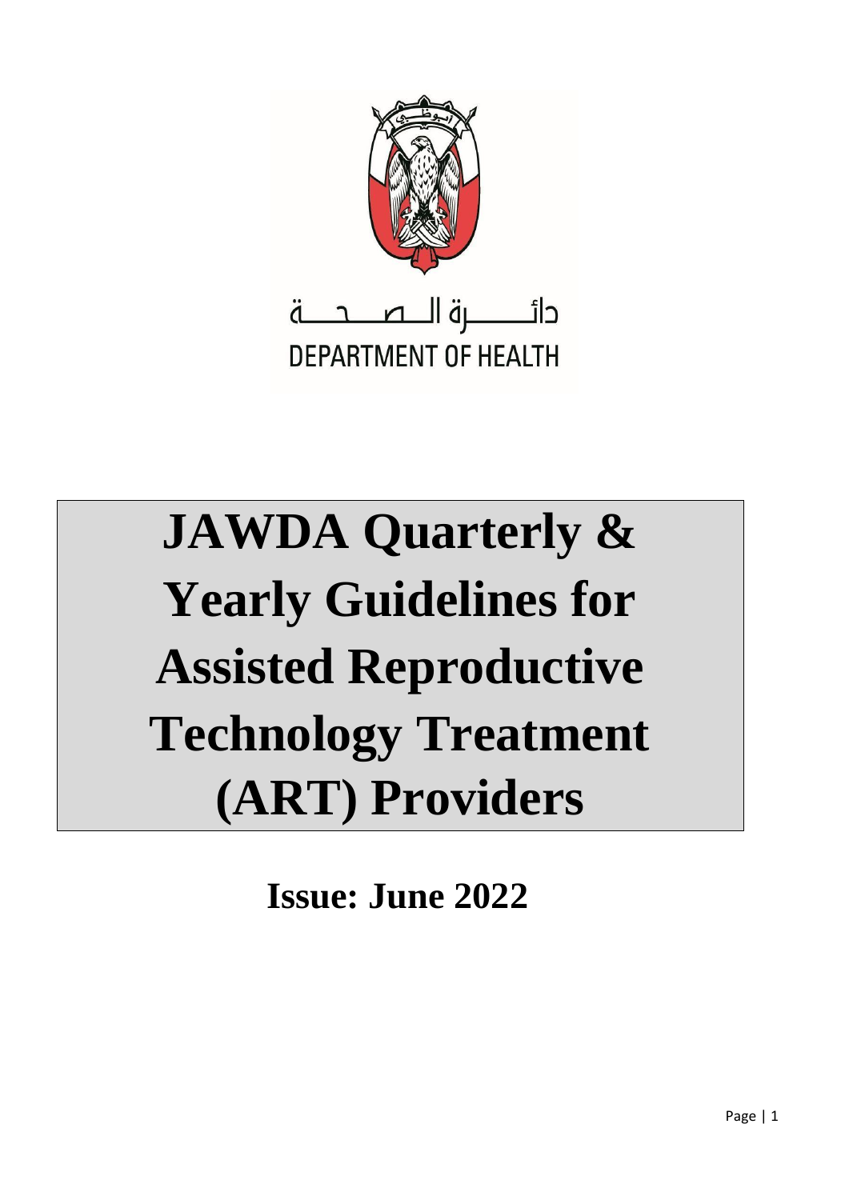دائـــــرة الـصـــحـــة

DEPARTMENT OF HEALTH

# JAWDA Quarterly & Yearly Guidelines for Assisted Reproductive Technology Treatment (ART) Providers

**Issue: June 2022**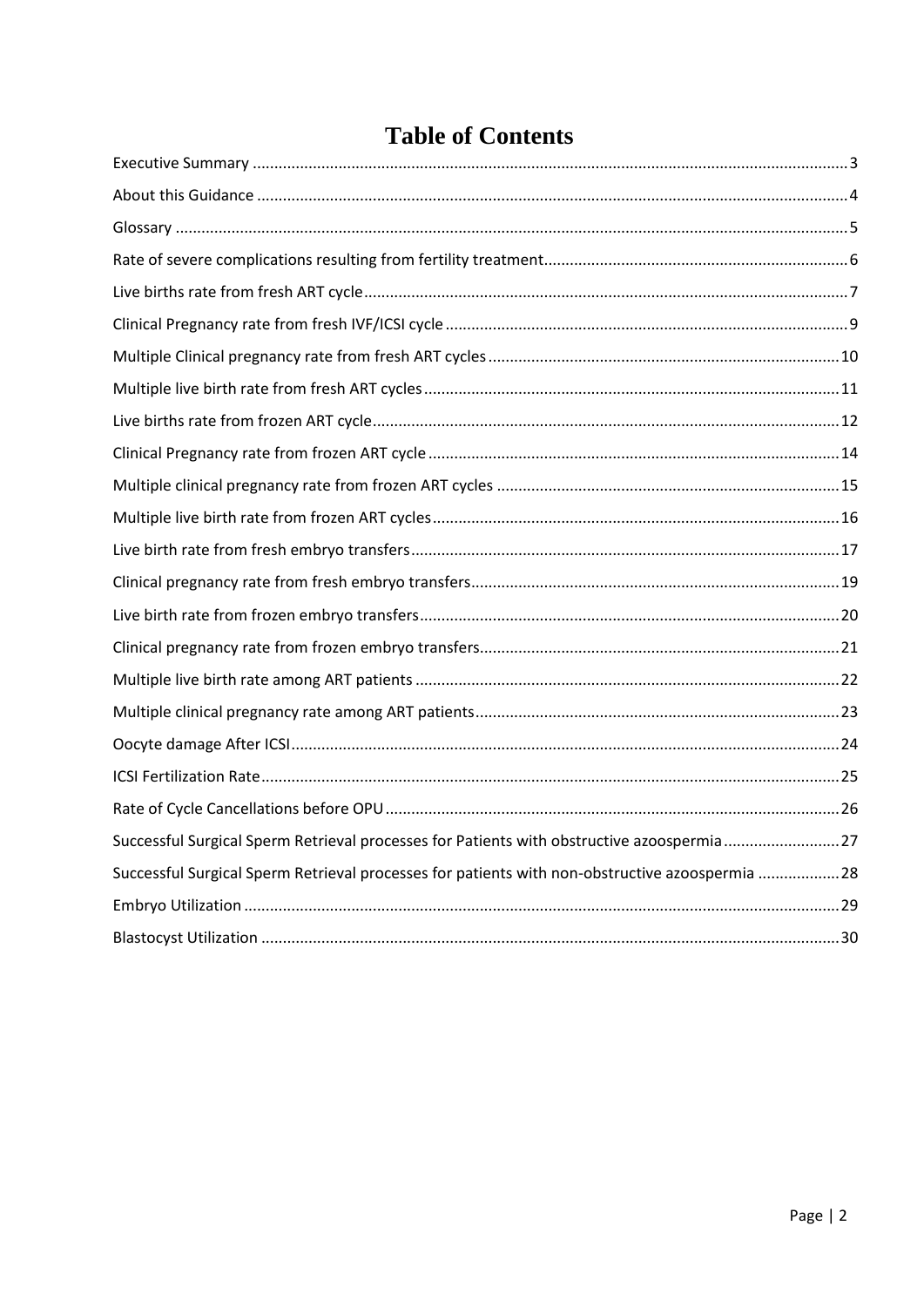# Table of Contents

- Executive Summary ..... 3
- About this Guidance ..... 4
- Glossary ..... 5
- Rate of severe complications resulting from fertility treatment ..... 6
- Live births rate from fresh ART cycle ..... 7
- Clinical Pregnancy rate from fresh IVF/ICSI cycle ..... 9
- Multiple Clinical pregnancy rate from fresh ART cycles ..... 10
- Multiple live birth rate from fresh ART cycles ..... 11
- Live births rate from frozen ART cycle ..... 12
- Clinical Pregnancy rate from frozen ART cycle ..... 14
- Multiple clinical pregnancy rate from frozen ART cycles ..... 15
- Multiple live birth rate from frozen ART cycles ..... 16
- Live birth rate from fresh embryo transfers ..... 17
- Clinical pregnancy rate from fresh embryo transfers ..... 19
- Live birth rate from frozen embryo transfers ..... 20
- Clinical pregnancy rate from frozen embryo transfers ..... 21
- Multiple live birth rate among ART patients ..... 22
- Multiple clinical pregnancy rate among ART patients ..... 23
- Oocyte damage After ICSI ..... 24
- ICSI Fertilization Rate ..... 25
- Rate of Cycle Cancellations before OPU ..... 26
- Successful Surgical Sperm Retrieval processes for Patients with obstructive azoospermia ..... 27
- Successful Surgical Sperm Retrieval processes for patients with non-obstructive azoospermia ..... 28
- Embryo Utilization ..... 29
- Blastocyst Utilization ..... 30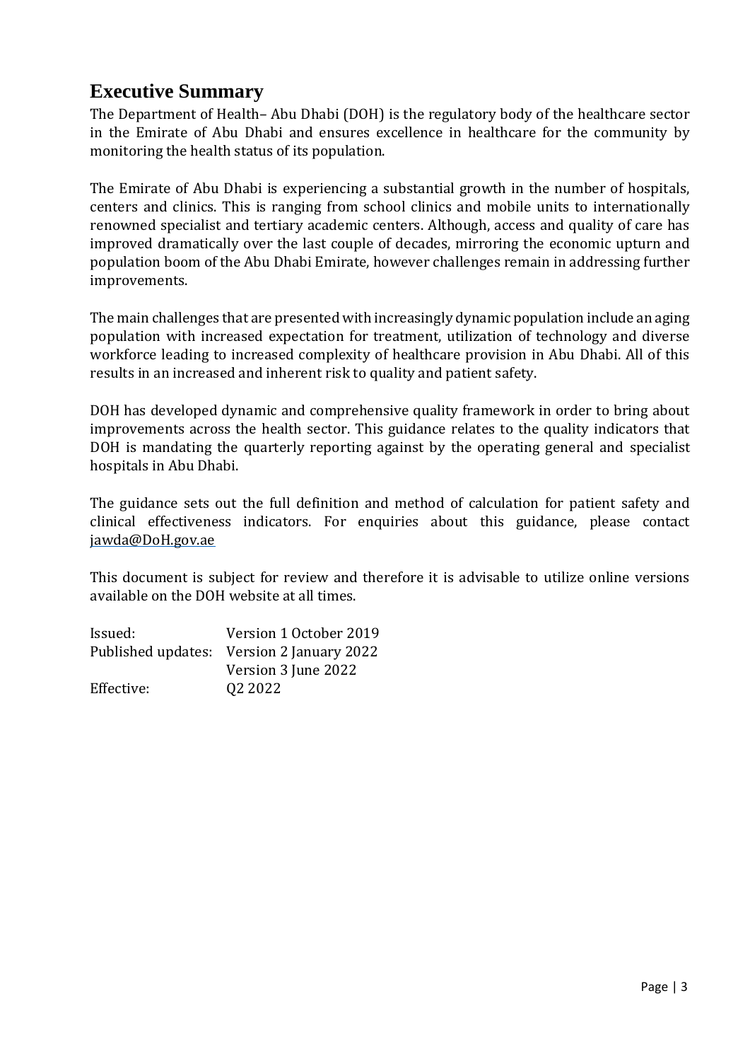# Executive Summary

The Department of Health– Abu Dhabi (DOH) is the regulatory body of the healthcare sector in the Emirate of Abu Dhabi and ensures excellence in healthcare for the community by monitoring the health status of its population.

The Emirate of Abu Dhabi is experiencing a substantial growth in the number of hospitals, centers and clinics. This is ranging from school clinics and mobile units to internationally renowned specialist and tertiary academic centers. Although, access and quality of care has improved dramatically over the last couple of decades, mirroring the economic upturn and population boom of the Abu Dhabi Emirate, however challenges remain in addressing further improvements.

The main challenges that are presented with increasingly dynamic population include an aging population with increased expectation for treatment, utilization of technology and diverse workforce leading to increased complexity of healthcare provision in Abu Dhabi. All of this results in an increased and inherent risk to quality and patient safety.

DOH has developed dynamic and comprehensive quality framework in order to bring about improvements across the health sector. This guidance relates to the quality indicators that DOH is mandating the quarterly reporting against by the operating general and specialist hospitals in Abu Dhabi.

The guidance sets out the full definition and method of calculation for patient safety and clinical effectiveness indicators. For enquiries about this guidance, please contact jawda@DoH.gov.ae

This document is subject for review and therefore it is advisable to utilize online versions available on the DOH website at all times.

| | |
|---|---|
| Issued: | Version 1 October 2019 |
| Published updates: | Version 2 January 2022 |
| | Version 3 June 2022 |
| Effective: | Q2 2022 |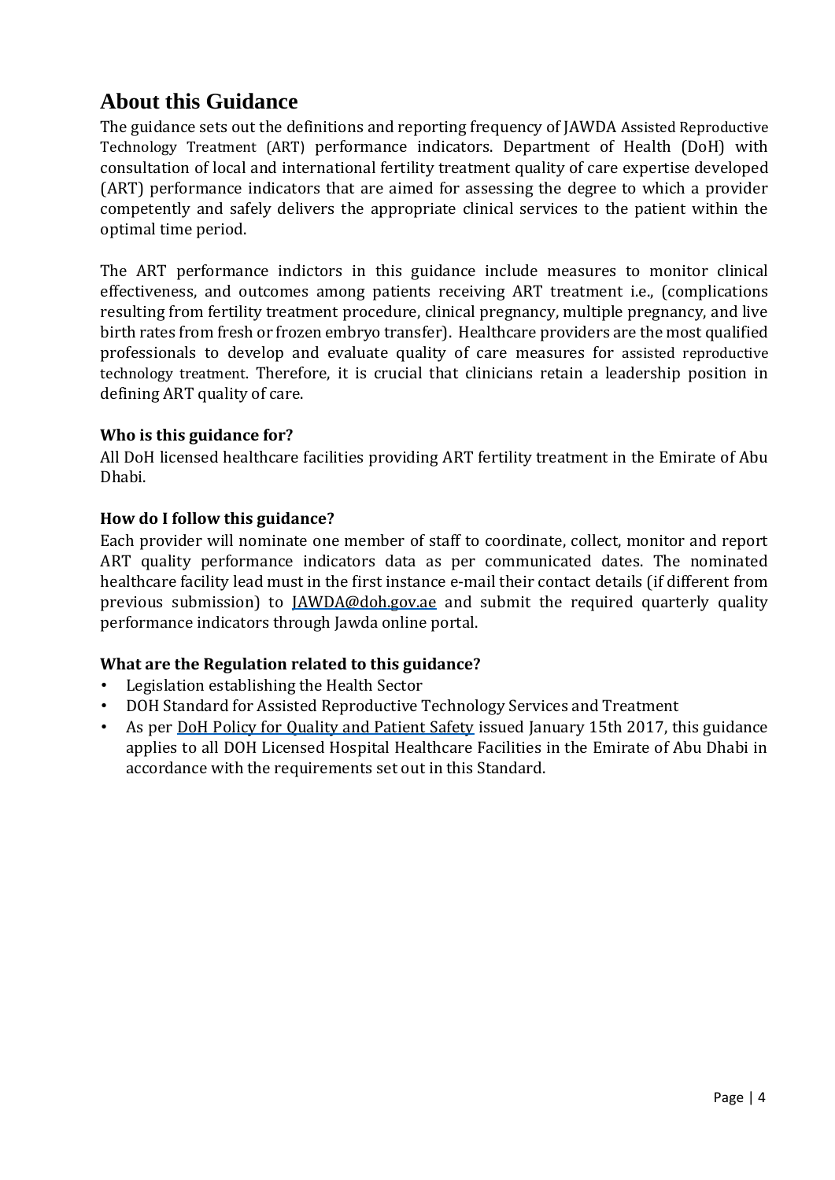# About this Guidance

The guidance sets out the definitions and reporting frequency of JAWDA Assisted Reproductive Technology Treatment (ART) performance indicators. Department of Health (DoH) with consultation of local and international fertility treatment quality of care expertise developed (ART) performance indicators that are aimed for assessing the degree to which a provider competently and safely delivers the appropriate clinical services to the patient within the optimal time period.

The ART performance indictors in this guidance include measures to monitor clinical effectiveness, and outcomes among patients receiving ART treatment i.e., (complications resulting from fertility treatment procedure, clinical pregnancy, multiple pregnancy, and live birth rates from fresh or frozen embryo transfer). Healthcare providers are the most qualified professionals to develop and evaluate quality of care measures for assisted reproductive technology treatment. Therefore, it is crucial that clinicians retain a leadership position in defining ART quality of care.

### Who is this guidance for?

All DoH licensed healthcare facilities providing ART fertility treatment in the Emirate of Abu Dhabi.

### How do I follow this guidance?

Each provider will nominate one member of staff to coordinate, collect, monitor and report ART quality performance indicators data as per communicated dates. The nominated healthcare facility lead must in the first instance e-mail their contact details (if different from previous submission) to JAWDA@doh.gov.ae and submit the required quarterly quality performance indicators through Jawda online portal.

### What are the Regulation related to this guidance?

- Legislation establishing the Health Sector
- DOH Standard for Assisted Reproductive Technology Services and Treatment
- As per DoH Policy for Quality and Patient Safety issued January 15th 2017, this guidance applies to all DOH Licensed Hospital Healthcare Facilities in the Emirate of Abu Dhabi in accordance with the requirements set out in this Standard.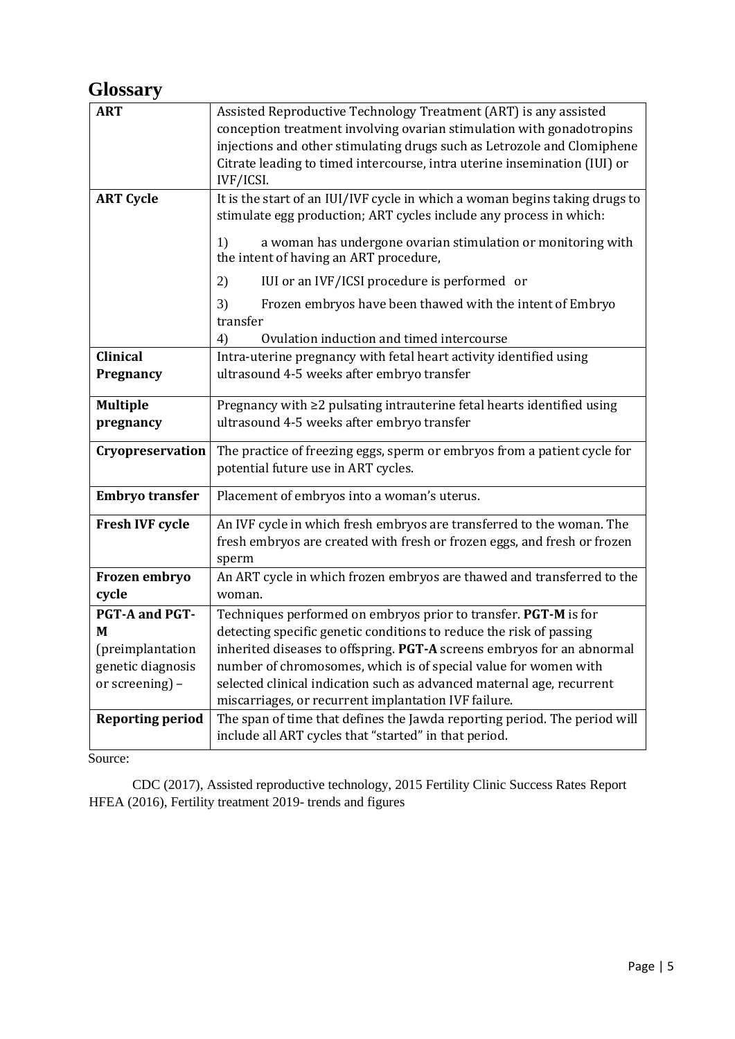# Glossary

| | |
|---|---|
| **ART** | Assisted Reproductive Technology Treatment (ART) is any assisted conception treatment involving ovarian stimulation with gonadotropins injections and other stimulating drugs such as Letrozole and Clomiphene Citrate leading to timed intercourse, intra uterine insemination (IUI) or IVF/ICSI. |
| **ART Cycle** | It is the start of an IUI/IVF cycle in which a woman begins taking drugs to stimulate egg production; ART cycles include any process in which: 1) a woman has undergone ovarian stimulation or monitoring with the intent of having an ART procedure, 2) IUI or an IVF/ICSI procedure is performed or 3) Frozen embryos have been thawed with the intent of Embryo transfer 4) Ovulation induction and timed intercourse |
| **Clinical Pregnancy** | Intra-uterine pregnancy with fetal heart activity identified using ultrasound 4-5 weeks after embryo transfer |
| **Multiple pregnancy** | Pregnancy with ≥2 pulsating intrauterine fetal hearts identified using ultrasound 4-5 weeks after embryo transfer |
| **Cryopreservation** | The practice of freezing eggs, sperm or embryos from a patient cycle for potential future use in ART cycles. |
| **Embryo transfer** | Placement of embryos into a woman's uterus. |
| **Fresh IVF cycle** | An IVF cycle in which fresh embryos are transferred to the woman. The fresh embryos are created with fresh or frozen eggs, and fresh or frozen sperm |
| **Frozen embryo cycle** | An ART cycle in which frozen embryos are thawed and transferred to the woman. |
| **PGT-A and PGT-M** (preimplantation genetic diagnosis or screening) – | Techniques performed on embryos prior to transfer. **PGT-M** is for detecting specific genetic conditions to reduce the risk of passing inherited diseases to offspring. **PGT-A** screens embryos for an abnormal number of chromosomes, which is of special value for women with selected clinical indication such as advanced maternal age, recurrent miscarriages, or recurrent implantation IVF failure. |
| **Reporting period** | The span of time that defines the Jawda reporting period. The period will include all ART cycles that "started" in that period. |

Source:

CDC (2017), Assisted reproductive technology, 2015 Fertility Clinic Success Rates Report
HFEA (2016), Fertility treatment 2019- trends and figures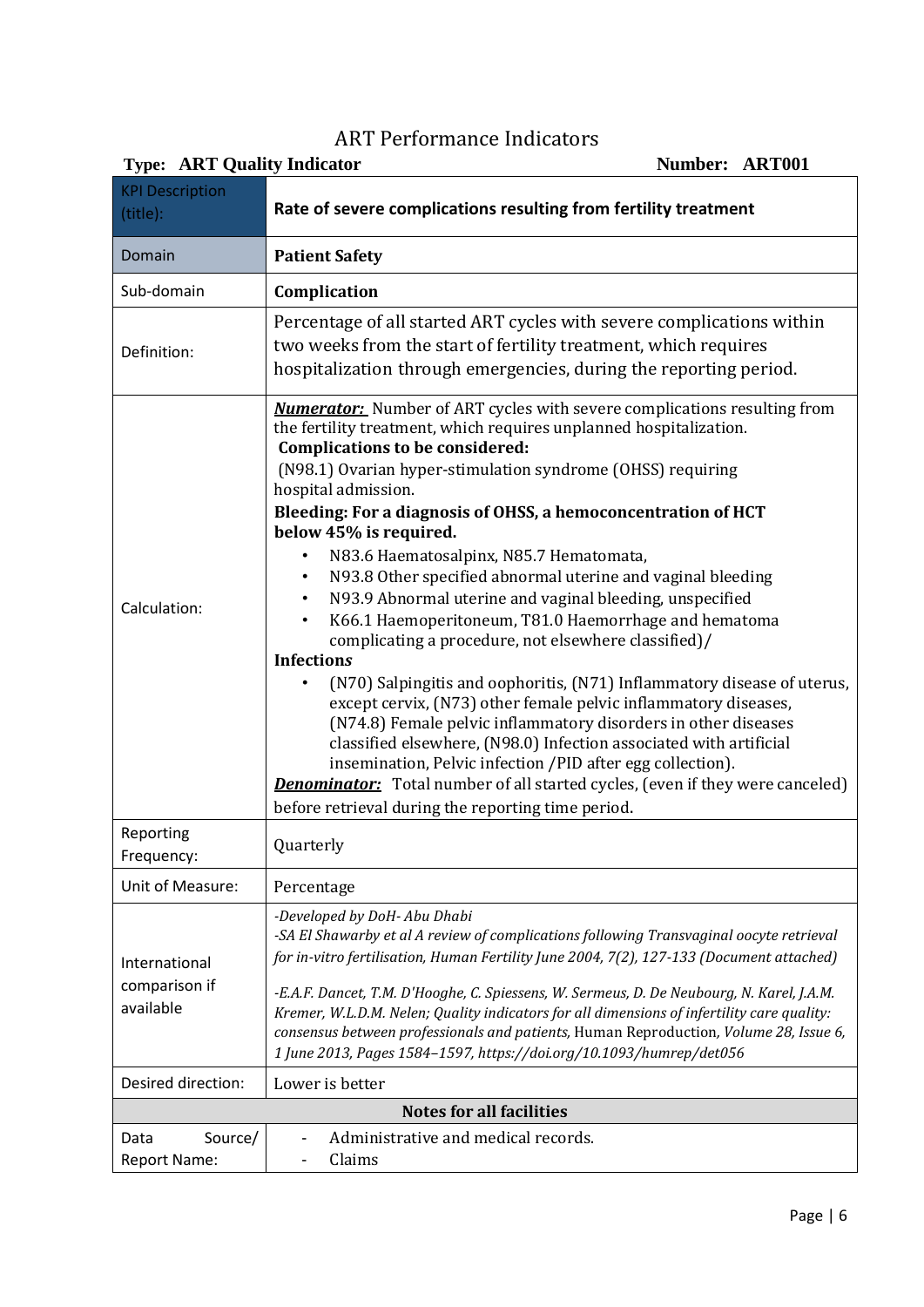# ART Performance Indicators

**Type: ART Quality Indicator** **Number: ART001**

| KPI Description (title): | **Rate of severe complications resulting from fertility treatment** |
|---|---|
| Domain | **Patient Safety** |
| Sub-domain | **Complication** |
| Definition: | Percentage of all started ART cycles with severe complications within two weeks from the start of fertility treatment, which requires hospitalization through emergencies, during the reporting period. |
| Calculation: | ***Numerator:*** Number of ART cycles with severe complications resulting from the fertility treatment, which requires unplanned hospitalization.<br>**Complications to be considered:**<br>(N98.1) Ovarian hyper-stimulation syndrome (OHSS) requiring hospital admission.<br>**Bleeding: For a diagnosis of OHSS, a hemoconcentration of HCT below 45% is required.**<br>• N83.6 Haematosalpinx, N85.7 Hematomata,<br>• N93.8 Other specified abnormal uterine and vaginal bleeding<br>• N93.9 Abnormal uterine and vaginal bleeding, unspecified<br>• K66.1 Haemoperitoneum, T81.0 Haemorrhage and hematoma complicating a procedure, not elsewhere classified)/<br>**Infection*s***<br>• (N70) Salpingitis and oophoritis, (N71) Inflammatory disease of uterus, except cervix, (N73) other female pelvic inflammatory diseases, (N74.8) Female pelvic inflammatory disorders in other diseases classified elsewhere, (N98.0) Infection associated with artificial insemination, Pelvic infection /PID after egg collection).<br>***Denominator:*** Total number of all started cycles, (even if they were canceled) before retrieval during the reporting time period. |
| Reporting Frequency: | Quarterly |
| Unit of Measure: | Percentage |
| International comparison if available | *-Developed by DoH- Abu Dhabi*<br>*-SA El Shawarby et al A review of complications following Transvaginal oocyte retrieval for in-vitro fertilisation, Human Fertility June 2004, 7(2), 127-133 (Document attached)*<br><br>*-E.A.F. Dancet, T.M. D'Hooghe, C. Spiessens, W. Sermeus, D. De Neubourg, N. Karel, J.A.M. Kremer, W.L.D.M. Nelen; Quality indicators for all dimensions of infertility care quality: consensus between professionals and patients,* Human Reproduction, *Volume 28, Issue 6, 1 June 2013, Pages 1584–1597, https://doi.org/10.1093/humrep/det056* |
| Desired direction: | Lower is better |
| **Notes for all facilities** | |
| Data Source/ Report Name: | - Administrative and medical records.<br>- Claims |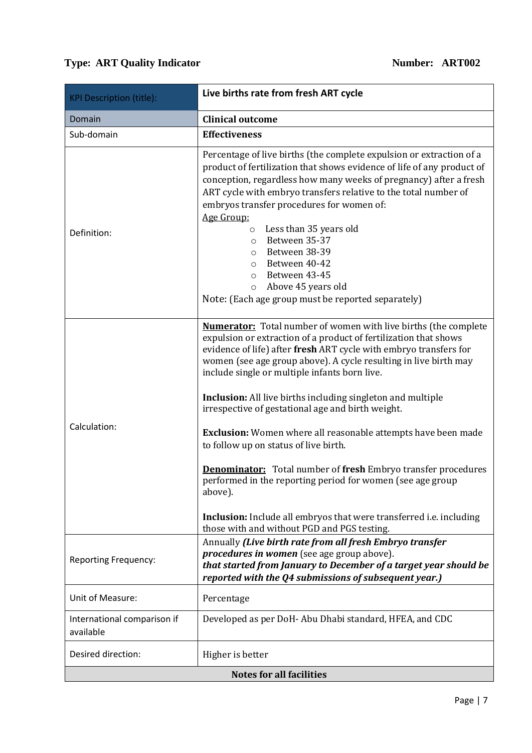**Type: ART Quality Indicator** **Number: ART002**

| KPI Description (title): | **Live births rate from fresh ART cycle** |
|---|---|
| Domain | **Clinical outcome** |
| Sub-domain | **Effectiveness** |
| Definition: | Percentage of live births (the complete expulsion or extraction of a product of fertilization that shows evidence of life of any product of conception, regardless how many weeks of pregnancy) after a fresh ART cycle with embryo transfers relative to the total number of embryos transfer procedures for women of:<br>Age Group:<br>○ Less than 35 years old<br>○ Between 35-37<br>○ Between 38-39<br>○ Between 40-42<br>○ Between 43-45<br>○ Above 45 years old<br>Note: (Each age group must be reported separately) |
| Calculation: | **Numerator:** Total number of women with live births (the complete expulsion or extraction of a product of fertilization that shows evidence of life) after **fresh** ART cycle with embryo transfers for women (see age group above). A cycle resulting in live birth may include single or multiple infants born live.<br><br>**Inclusion:** All live births including singleton and multiple irrespective of gestational age and birth weight.<br><br>**Exclusion:** Women where all reasonable attempts have been made to follow up on status of live birth.<br><br>**Denominator:** Total number of **fresh** Embryo transfer procedures performed in the reporting period for women (see age group above).<br><br>**Inclusion:** Include all embryos that were transferred i.e. including those with and without PGD and PGS testing. |
| Reporting Frequency: | Annually ***(Live birth rate from all fresh Embryo transfer procedures in women*** (see age group above). ***that started from January to December of a target year should be reported with the Q4 submissions of subsequent year.)*** |
| Unit of Measure: | Percentage |
| International comparison if available | Developed as per DoH- Abu Dhabi standard, HFEA, and CDC |
| Desired direction: | Higher is better |
| **Notes for all facilities** | |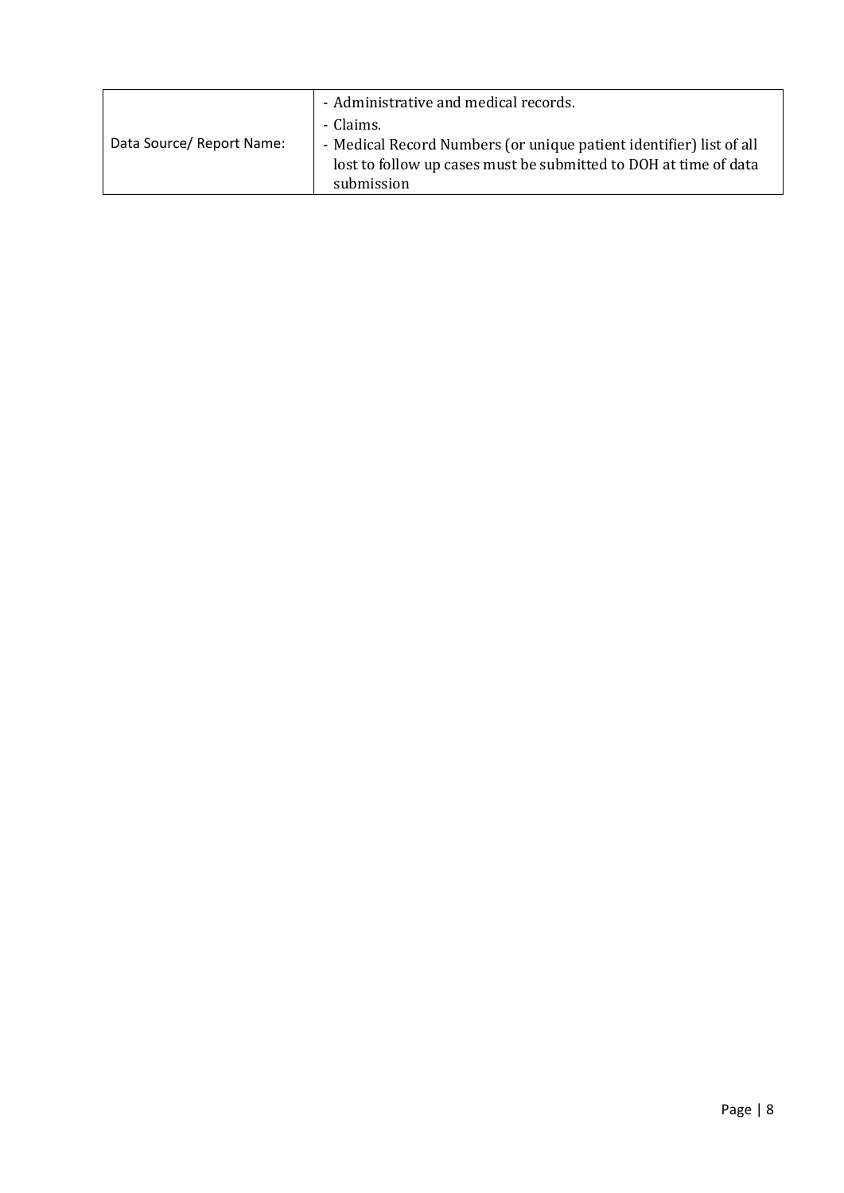| | |
|---|---|
| Data Source/ Report Name: | - Administrative and medical records.<br>- Claims.<br>- Medical Record Numbers (or unique patient identifier) list of all lost to follow up cases must be submitted to DOH at time of data submission |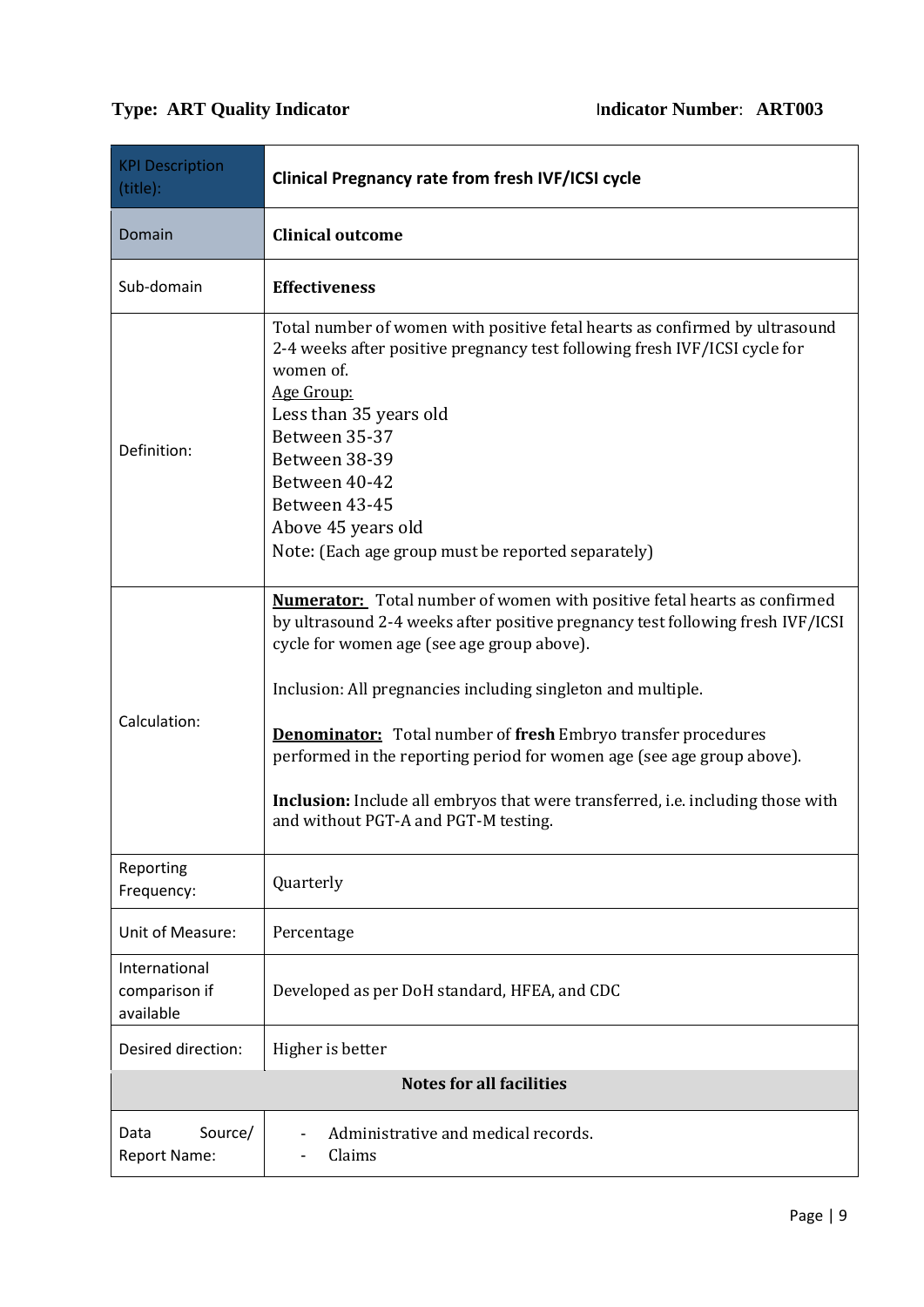**Type: ART Quality Indicator** **Indicator Number**: **ART003**

| KPI Description (title): | **Clinical Pregnancy rate from fresh IVF/ICSI cycle** |
|---|---|
| Domain | **Clinical outcome** |
| Sub-domain | **Effectiveness** |
| Definition: | Total number of women with positive fetal hearts as confirmed by ultrasound 2-4 weeks after positive pregnancy test following fresh IVF/ICSI cycle for women of.<br>Age Group:<br>Less than 35 years old<br>Between 35-37<br>Between 38-39<br>Between 40-42<br>Between 43-45<br>Above 45 years old<br>Note: (Each age group must be reported separately) |
| Calculation: | **Numerator:** Total number of women with positive fetal hearts as confirmed by ultrasound 2-4 weeks after positive pregnancy test following fresh IVF/ICSI cycle for women age (see age group above).<br><br>Inclusion: All pregnancies including singleton and multiple.<br><br>**Denominator:** Total number of **fresh** Embryo transfer procedures performed in the reporting period for women age (see age group above).<br><br>**Inclusion:** Include all embryos that were transferred, i.e. including those with and without PGT-A and PGT-M testing. |
| Reporting Frequency: | Quarterly |
| Unit of Measure: | Percentage |
| International comparison if available | Developed as per DoH standard, HFEA, and CDC |
| Desired direction: | Higher is better |
| **Notes for all facilities** | |
| Data Source/ Report Name: | - Administrative and medical records.<br>- Claims |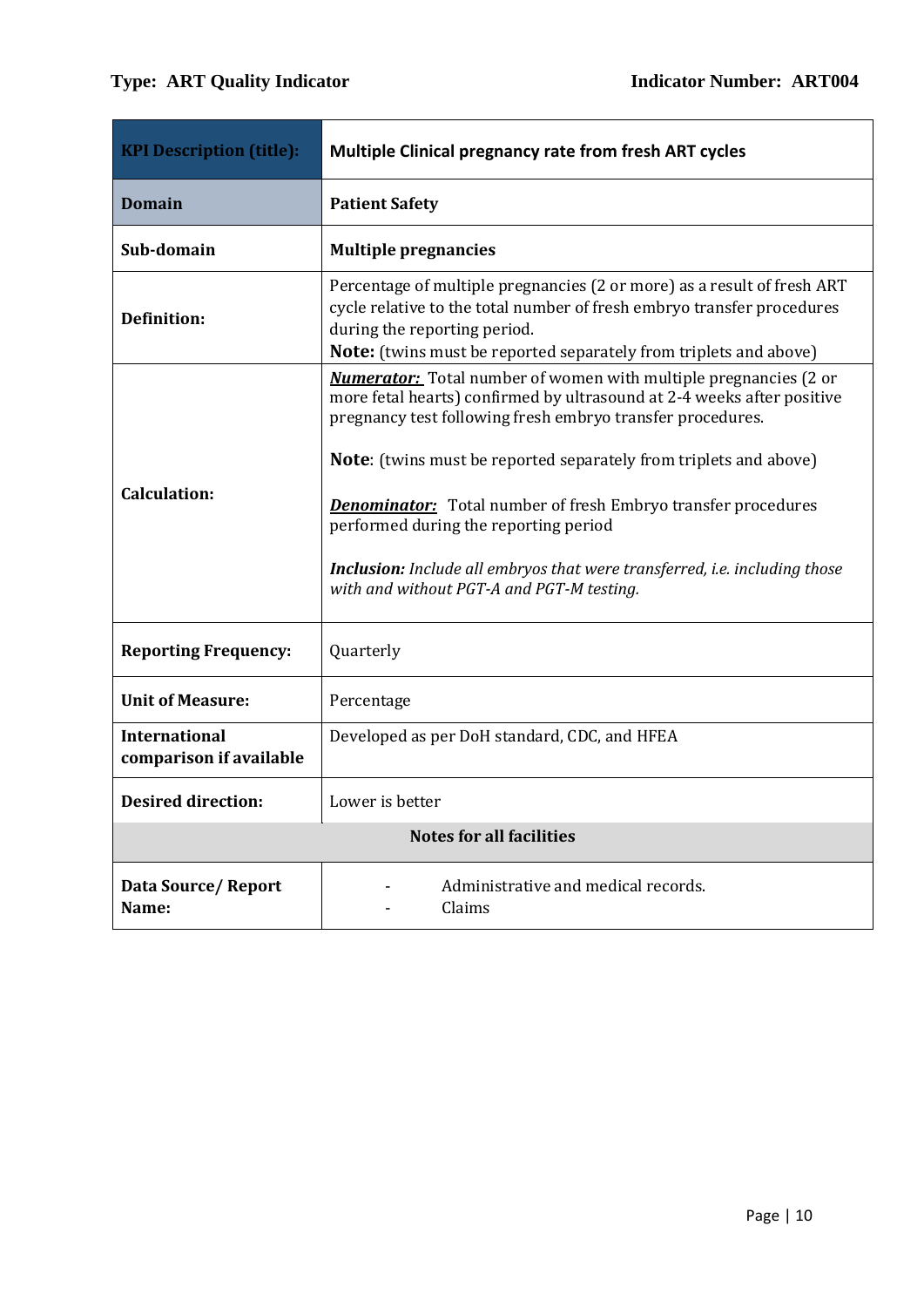**Type: ART Quality Indicator** **Indicator Number: ART004**

| **KPI Description (title):** | **Multiple Clinical pregnancy rate from fresh ART cycles** |
|---|---|
| **Domain** | **Patient Safety** |
| **Sub-domain** | **Multiple pregnancies** |
| **Definition:** | Percentage of multiple pregnancies (2 or more) as a result of fresh ART cycle relative to the total number of fresh embryo transfer procedures during the reporting period.<br>**Note:** (twins must be reported separately from triplets and above) |
| **Calculation:** | ***Numerator:*** Total number of women with multiple pregnancies (2 or more fetal hearts) confirmed by ultrasound at 2-4 weeks after positive pregnancy test following fresh embryo transfer procedures.<br><br>**Note**: (twins must be reported separately from triplets and above)<br><br>***Denominator:*** Total number of fresh Embryo transfer procedures performed during the reporting period<br><br>***Inclusion:*** *Include all embryos that were transferred, i.e. including those with and without PGT-A and PGT-M testing.* |
| **Reporting Frequency:** | Quarterly |
| **Unit of Measure:** | Percentage |
| **International comparison if available** | Developed as per DoH standard, CDC, and HFEA |
| **Desired direction:** | Lower is better |
| **Notes for all facilities** | |
| **Data Source/ Report Name:** | - Administrative and medical records.<br>- Claims |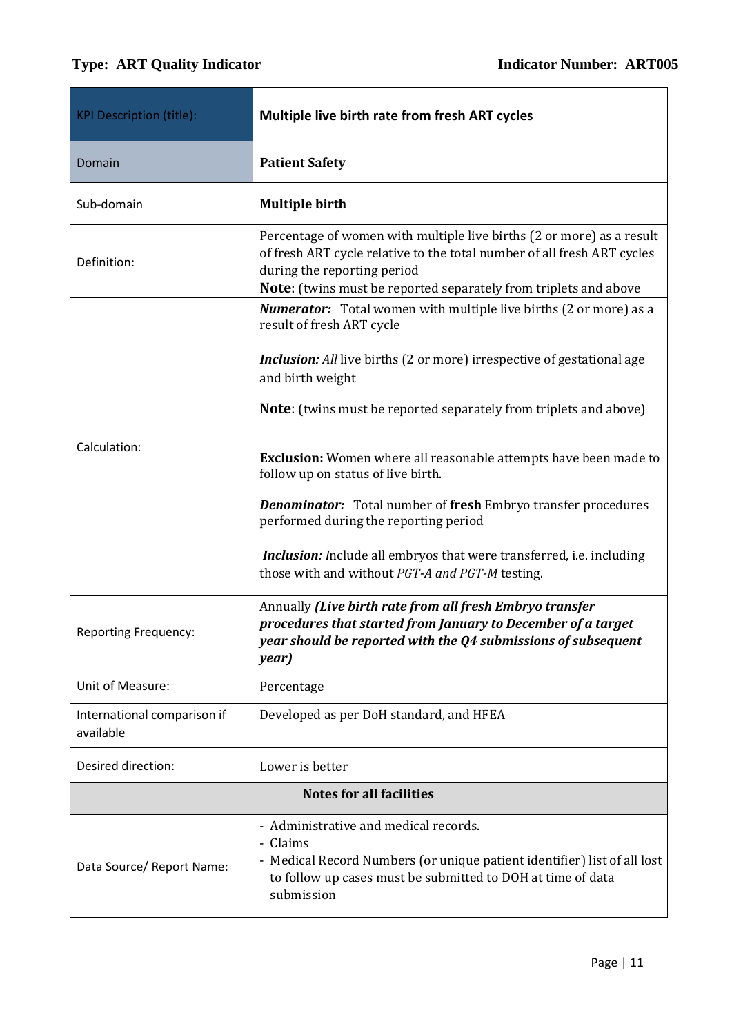**Type: ART Quality Indicator** **Indicator Number: ART005**

| KPI Description (title): | **Multiple live birth rate from fresh ART cycles** |
|---|---|
| Domain | **Patient Safety** |
| Sub-domain | **Multiple birth** |
| Definition: | Percentage of women with multiple live births (2 or more) as a result of fresh ART cycle relative to the total number of all fresh ART cycles during the reporting period<br>**Note**: (twins must be reported separately from triplets and above |
| Calculation: | ***Numerator:*** Total women with multiple live births (2 or more) as a result of fresh ART cycle<br><br>***Inclusion:*** *All* live births (2 or more) irrespective of gestational age and birth weight<br><br>**Note**: (twins must be reported separately from triplets and above)<br><br>**Exclusion:** Women where all reasonable attempts have been made to follow up on status of live birth.<br><br>***Denominator:*** Total number of **fresh** Embryo transfer procedures performed during the reporting period<br><br>***Inclusion:*** *I*nclude all embryos that were transferred, i.e. including those with and without *PGT-A and PGT-M* testing. |
| Reporting Frequency: | Annually ***(Live birth rate from all fresh Embryo transfer procedures that started from January to December of a target year should be reported with the Q4 submissions of subsequent year)*** |
| Unit of Measure: | Percentage |
| International comparison if available | Developed as per DoH standard, and HFEA |
| Desired direction: | Lower is better |
| **Notes for all facilities** | |
| Data Source/ Report Name: | - Administrative and medical records.<br>- Claims<br>- Medical Record Numbers (or unique patient identifier) list of all lost to follow up cases must be submitted to DOH at time of data submission |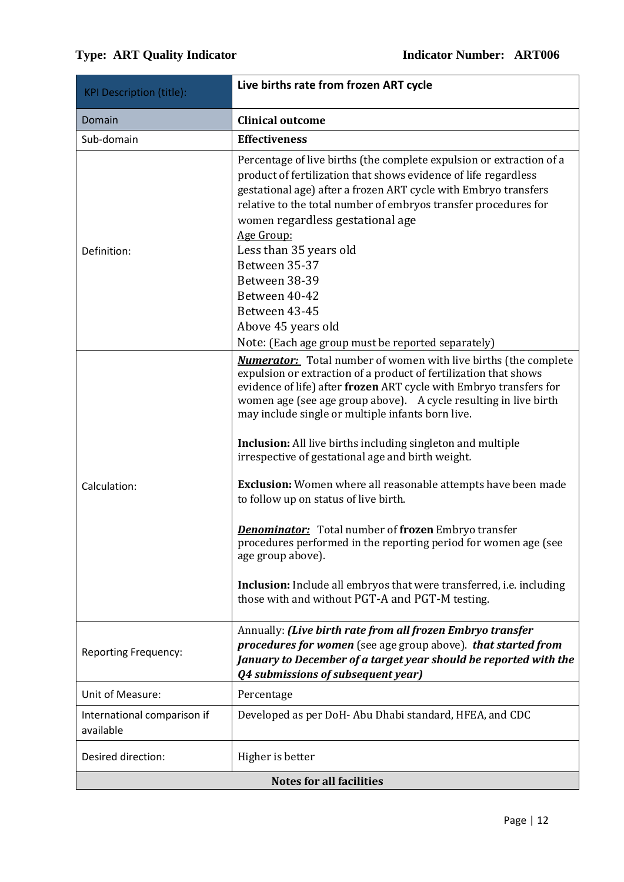**Type: ART Quality Indicator** **Indicator Number: ART006**

| KPI Description (title): | **Live births rate from frozen ART cycle** |
|---|---|
| Domain | **Clinical outcome** |
| Sub-domain | **Effectiveness** |
| Definition: | Percentage of live births (the complete expulsion or extraction of a product of fertilization that shows evidence of life regardless gestational age) after a frozen ART cycle with Embryo transfers relative to the total number of embryos transfer procedures for women regardless gestational age<br><u>Age Group:</u><br>Less than 35 years old<br>Between 35-37<br>Between 38-39<br>Between 40-42<br>Between 43-45<br>Above 45 years old<br>Note: (Each age group must be reported separately) |
| Calculation: | ***<u>Numerator:</u>*** Total number of women with live births (the complete expulsion or extraction of a product of fertilization that shows evidence of life) after **frozen** ART cycle with Embryo transfers for women age (see age group above). A cycle resulting in live birth may include single or multiple infants born live.<br><br>**Inclusion:** All live births including singleton and multiple irrespective of gestational age and birth weight.<br><br>**Exclusion:** Women where all reasonable attempts have been made to follow up on status of live birth.<br><br>***<u>Denominator:</u>*** Total number of **frozen** Embryo transfer procedures performed in the reporting period for women age (see age group above).<br><br>**Inclusion:** Include all embryos that were transferred, i.e. including those with and without PGT-A and PGT-M testing. |
| Reporting Frequency: | Annually: ***(Live birth rate from all frozen Embryo transfer procedures for women*** (see age group above). ***that started from January to December of a target year should be reported with the Q4 submissions of subsequent year)*** |
| Unit of Measure: | Percentage |
| International comparison if available | Developed as per DoH- Abu Dhabi standard, HFEA, and CDC |
| Desired direction: | Higher is better |
| **Notes for all facilities** | |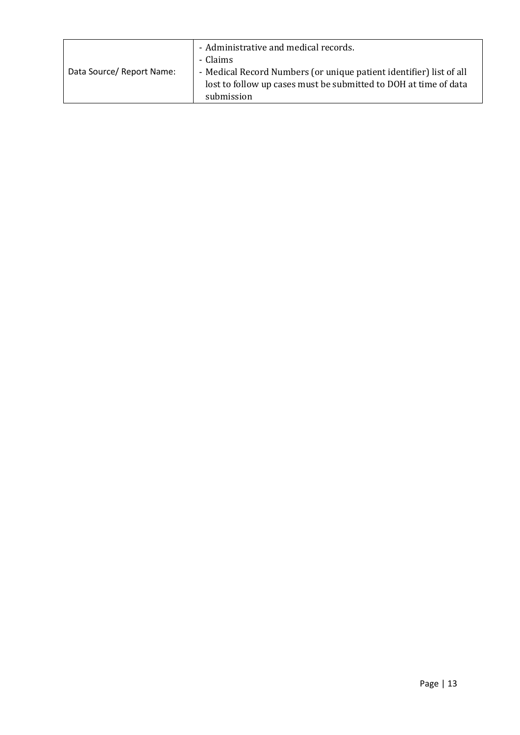| | |
|---|---|
| Data Source/ Report Name: | - Administrative and medical records.<br>- Claims<br>- Medical Record Numbers (or unique patient identifier) list of all lost to follow up cases must be submitted to DOH at time of data submission |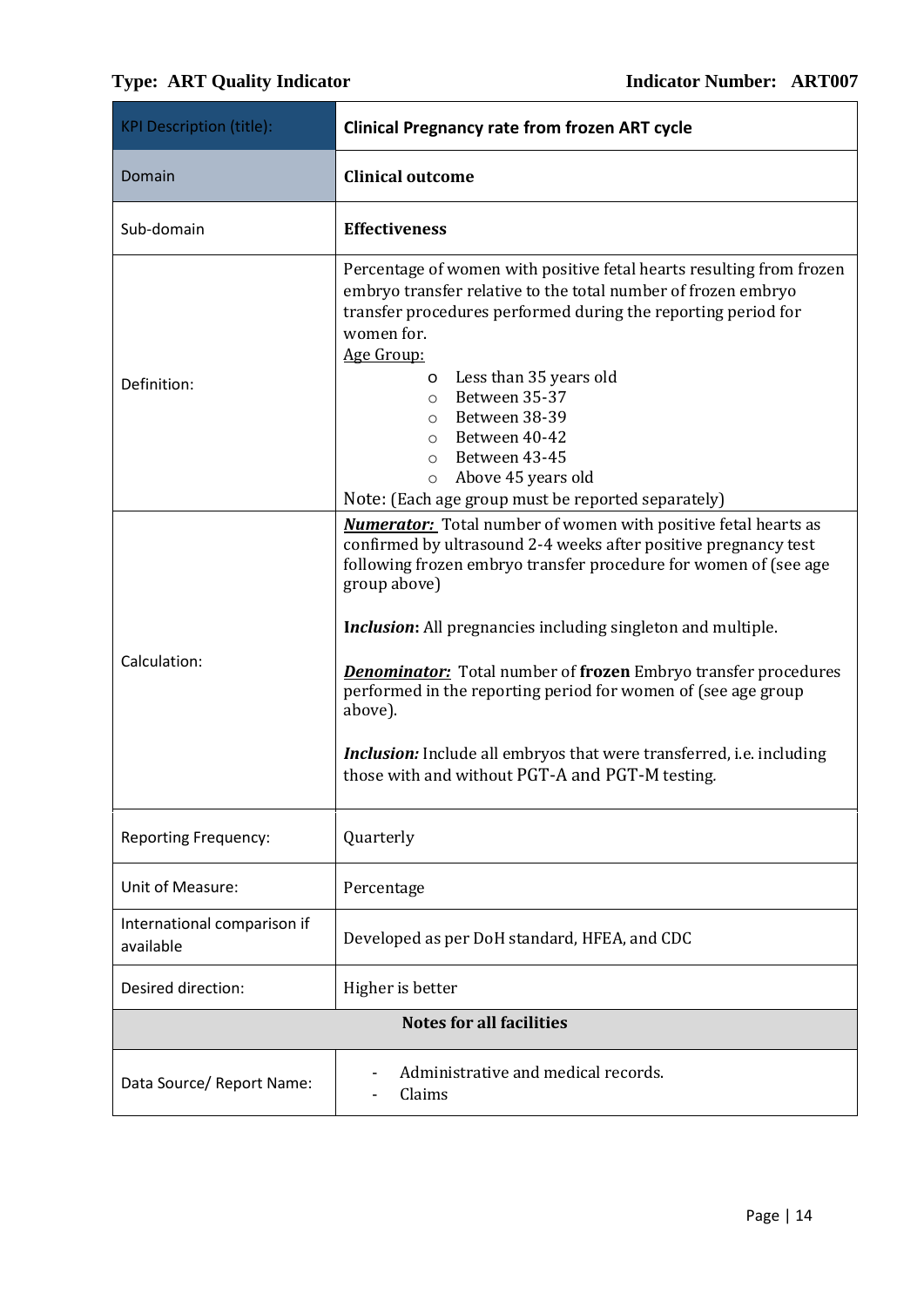**Type: ART Quality Indicator** **Indicator Number: ART007**

| KPI Description (title): | **Clinical Pregnancy rate from frozen ART cycle** |
|---|---|
| Domain | **Clinical outcome** |
| Sub-domain | **Effectiveness** |
| Definition: | Percentage of women with positive fetal hearts resulting from frozen embryo transfer relative to the total number of frozen embryo transfer procedures performed during the reporting period for women for.<br>Age Group:<br>o Less than 35 years old<br>○ Between 35-37<br>○ Between 38-39<br>○ Between 40-42<br>○ Between 43-45<br>○ Above 45 years old<br>Note: (Each age group must be reported separately) |
| Calculation: | ***Numerator:*** Total number of women with positive fetal hearts as confirmed by ultrasound 2-4 weeks after positive pregnancy test following frozen embryo transfer procedure for women of (see age group above)<br><br>**I*nclusion*:** All pregnancies including singleton and multiple.<br><br>***Denominator:*** Total number of **frozen** Embryo transfer procedures performed in the reporting period for women of (see age group above).<br><br>***Inclusion:*** Include all embryos that were transferred, i.e. including those with and without PGT-A and PGT-M testing. |
| Reporting Frequency: | Quarterly |
| Unit of Measure: | Percentage |
| International comparison if available | Developed as per DoH standard, HFEA, and CDC |
| Desired direction: | Higher is better |
| **Notes for all facilities** | |
| Data Source/ Report Name: | - Administrative and medical records.<br>- Claims |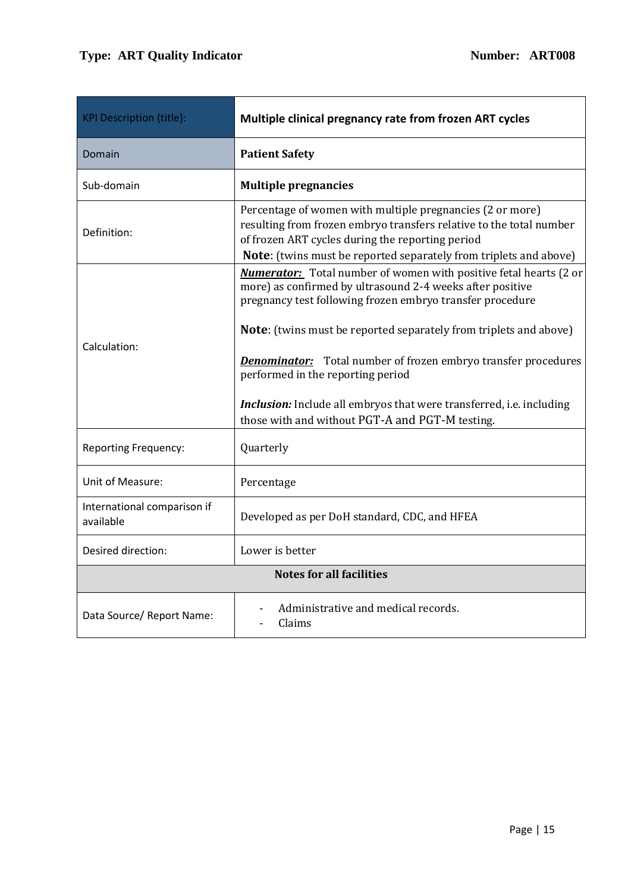**Type: ART Quality Indicator** **Number: ART008**

| KPI Description (title): | **Multiple clinical pregnancy rate from frozen ART cycles** |
|---|---|
| Domain | **Patient Safety** |
| Sub-domain | **Multiple pregnancies** |
| Definition: | Percentage of women with multiple pregnancies (2 or more) resulting from frozen embryo transfers relative to the total number of frozen ART cycles during the reporting period<br>**Note**: (twins must be reported separately from triplets and above) |
| Calculation: | ***Numerator:*** Total number of women with positive fetal hearts (2 or more) as confirmed by ultrasound 2-4 weeks after positive pregnancy test following frozen embryo transfer procedure<br><br>**Note**: (twins must be reported separately from triplets and above)<br><br>***Denominator:*** Total number of frozen embryo transfer procedures performed in the reporting period<br><br>***Inclusion:*** Include all embryos that were transferred, i.e. including those with and without PGT-A and PGT-M testing. |
| Reporting Frequency: | Quarterly |
| Unit of Measure: | Percentage |
| International comparison if available | Developed as per DoH standard, CDC, and HFEA |
| Desired direction: | Lower is better |
| **Notes for all facilities** | |
| Data Source/ Report Name: | - Administrative and medical records.<br>- Claims |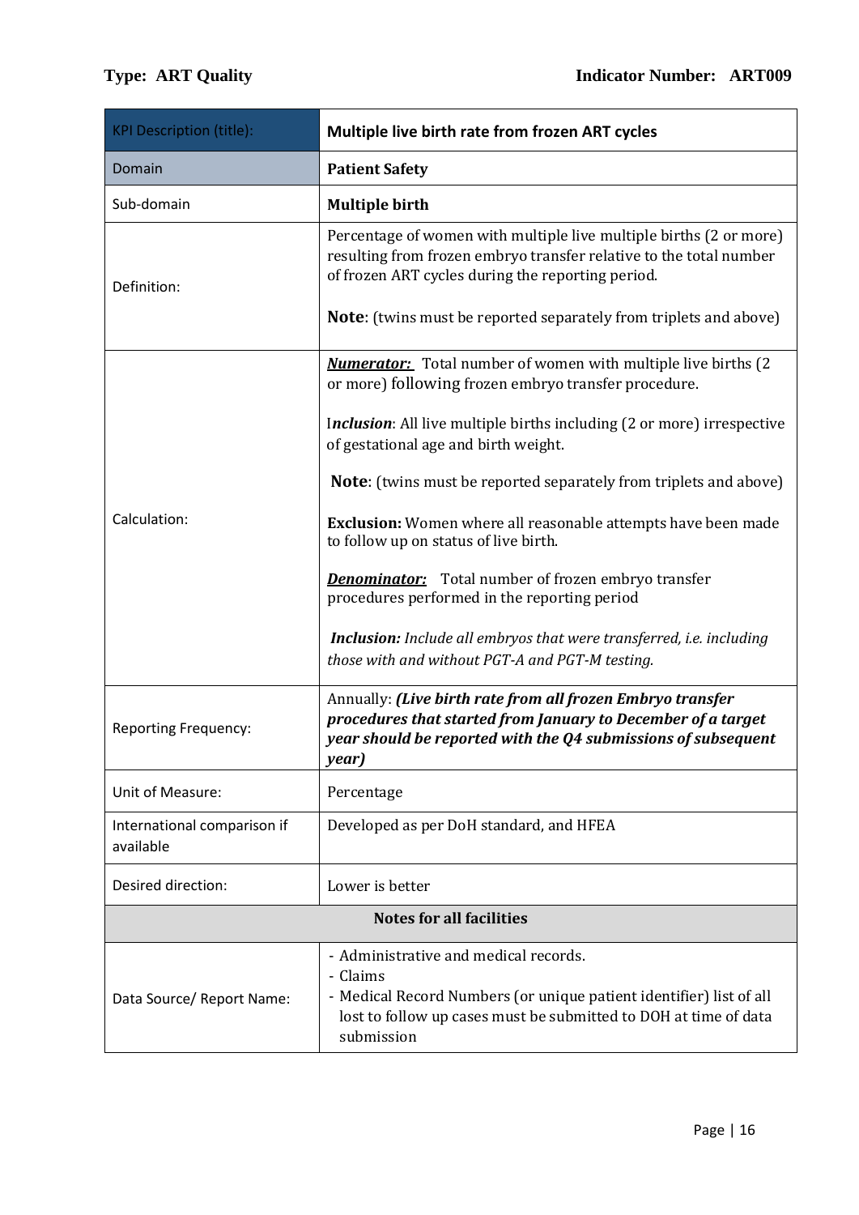**Type: ART Quality** **Indicator Number: ART009**

| KPI Description (title): | **Multiple live birth rate from frozen ART cycles** |
|---|---|
| Domain | **Patient Safety** |
| Sub-domain | **Multiple birth** |
| Definition: | Percentage of women with multiple live multiple births (2 or more) resulting from frozen embryo transfer relative to the total number of frozen ART cycles during the reporting period.<br><br>**Note**: (twins must be reported separately from triplets and above) |
| Calculation: | ***Numerator:*** Total number of women with multiple live births (2 or more) following frozen embryo transfer procedure.<br><br>I***nclusion***: All live multiple births including (2 or more) irrespective of gestational age and birth weight.<br><br>**Note**: (twins must be reported separately from triplets and above)<br><br>**Exclusion:** Women where all reasonable attempts have been made to follow up on status of live birth.<br><br>***Denominator:*** Total number of frozen embryo transfer procedures performed in the reporting period<br><br>***Inclusion:*** *Include all embryos that were transferred, i.e. including those with and without PGT-A and PGT-M testing.* |
| Reporting Frequency: | Annually: ***(Live birth rate from all frozen Embryo transfer procedures that started from January to December of a target year should be reported with the Q4 submissions of subsequent year)*** |
| Unit of Measure: | Percentage |
| International comparison if available | Developed as per DoH standard, and HFEA |
| Desired direction: | Lower is better |
| **Notes for all facilities** | |
| Data Source/ Report Name: | - Administrative and medical records.<br>- Claims<br>- Medical Record Numbers (or unique patient identifier) list of all lost to follow up cases must be submitted to DOH at time of data submission |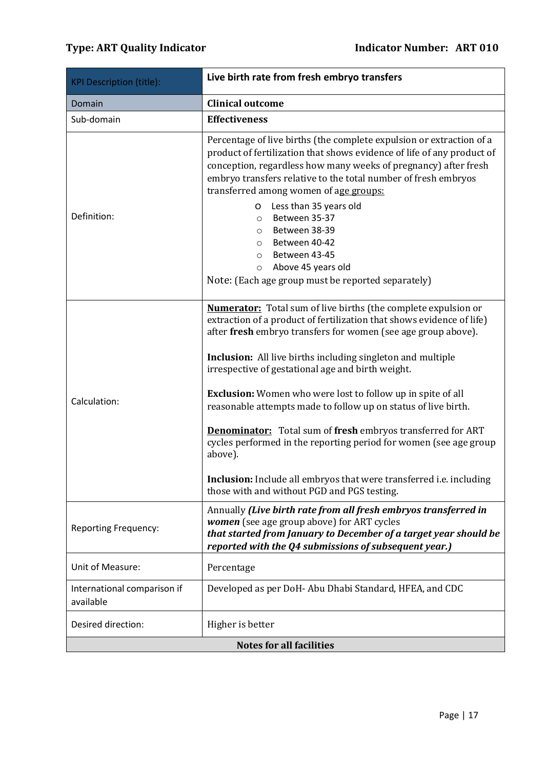**Type: ART Quality Indicator** **Indicator Number: ART 010**

| KPI Description (title): | **Live birth rate from fresh embryo transfers** |
| --- | --- |
| Domain | **Clinical outcome** |
| Sub-domain | **Effectiveness** |
| Definition: | Percentage of live births (the complete expulsion or extraction of a product of fertilization that shows evidence of life of any product of conception, regardless how many weeks of pregnancy) after fresh embryo transfers relative to the total number of fresh embryos transferred among women of age groups:<br>o Less than 35 years old<br>o Between 35-37<br>o Between 38-39<br>o Between 40-42<br>o Between 43-45<br>o Above 45 years old<br>Note: (Each age group must be reported separately) |
| Calculation: | **Numerator:** Total sum of live births (the complete expulsion or extraction of a product of fertilization that shows evidence of life) after **fresh** embryo transfers for women (see age group above).<br><br>**Inclusion:** All live births including singleton and multiple irrespective of gestational age and birth weight.<br><br>**Exclusion:** Women who were lost to follow up in spite of all reasonable attempts made to follow up on status of live birth.<br><br>**Denominator:** Total sum of **fresh** embryos transferred for ART cycles performed in the reporting period for women (see age group above).<br><br>**Inclusion:** Include all embryos that were transferred i.e. including those with and without PGD and PGS testing. |
| Reporting Frequency: | Annually ***(Live birth rate from all fresh embryos transferred in women*** (see age group above) for ART cycles ***that started from January to December of a target year should be reported with the Q4 submissions of subsequent year.)*** |
| Unit of Measure: | Percentage |
| International comparison if available | Developed as per DoH- Abu Dhabi Standard, HFEA, and CDC |
| Desired direction: | Higher is better |
| **Notes for all facilities** | |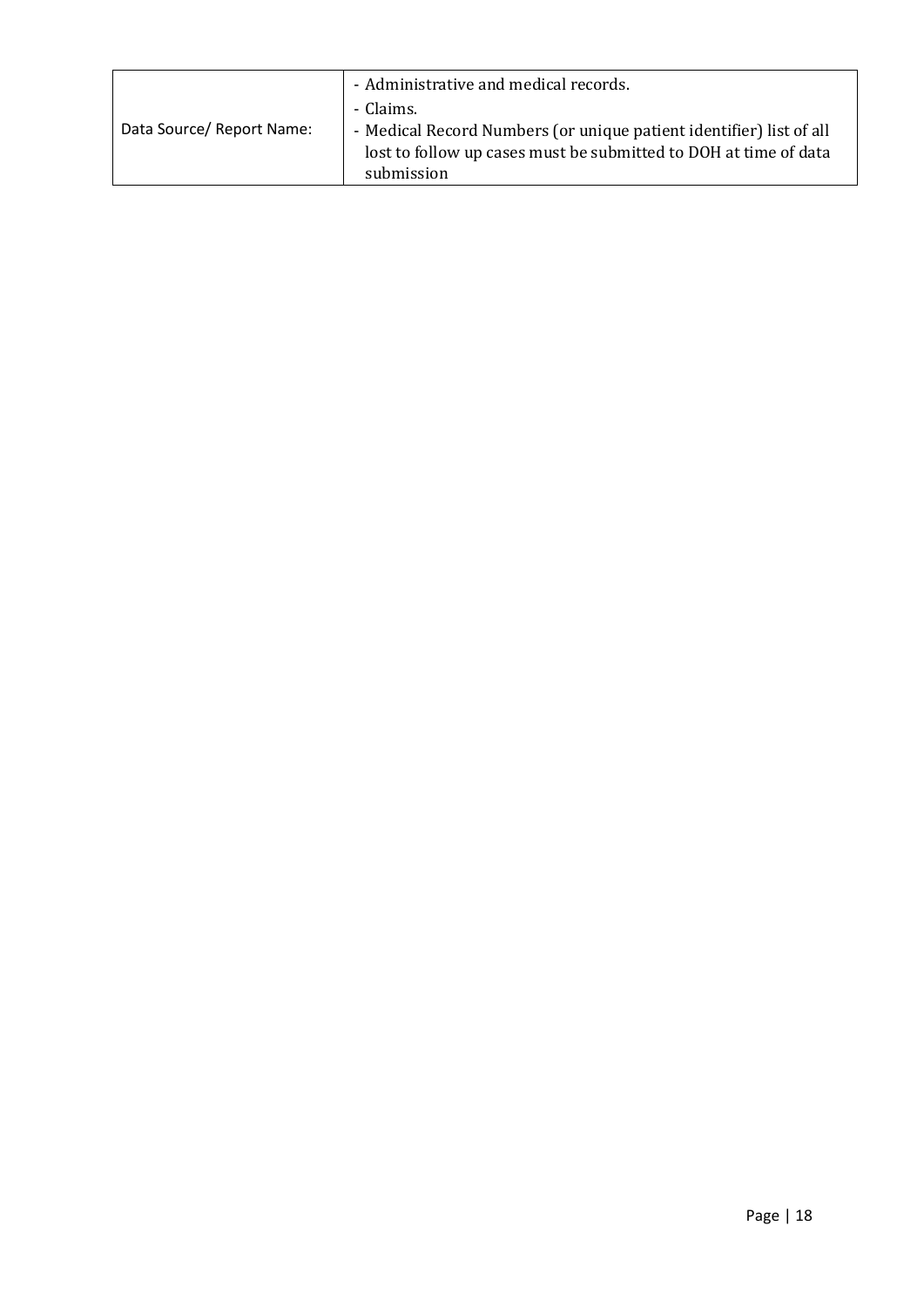| Data Source/ Report Name: | - Administrative and medical records.<br>- Claims.<br>- Medical Record Numbers (or unique patient identifier) list of all lost to follow up cases must be submitted to DOH at time of data submission |
|---|---|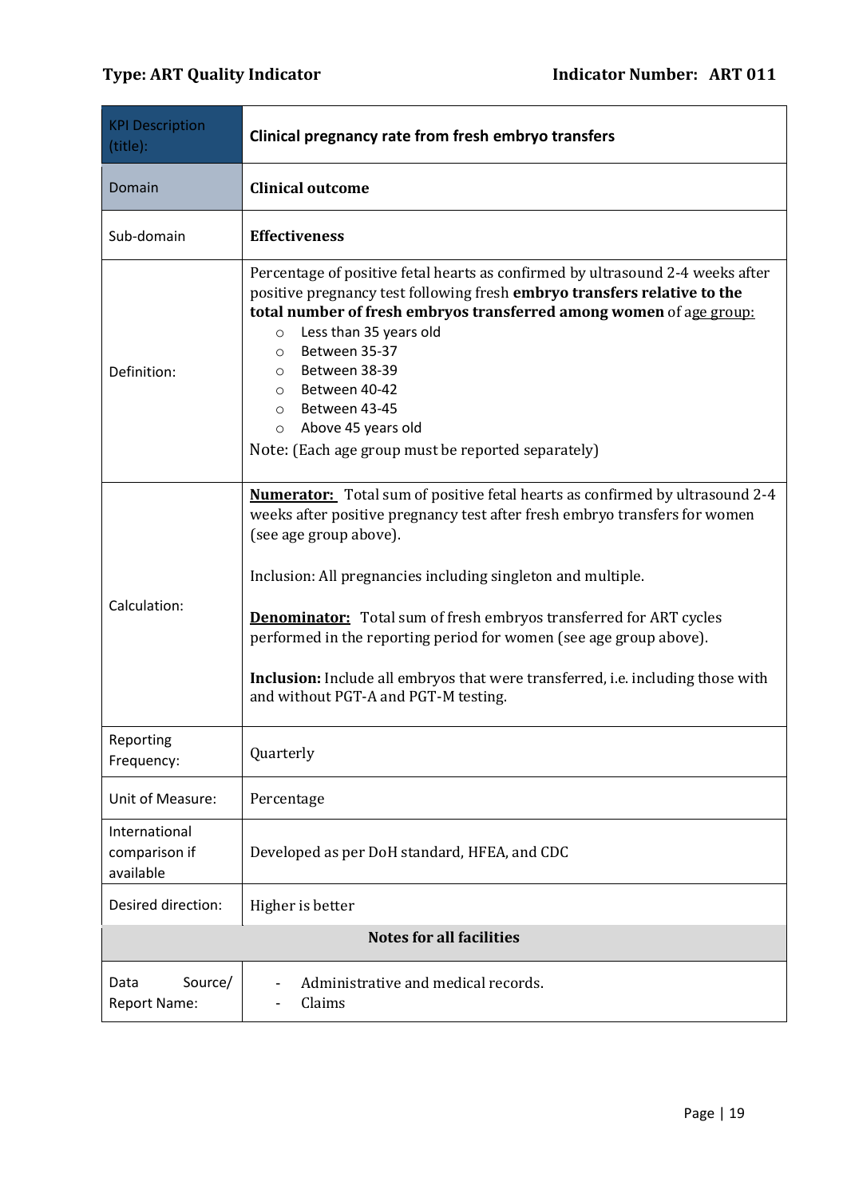**Type: ART Quality Indicator** **Indicator Number: ART 011**

| KPI Description (title): | **Clinical pregnancy rate from fresh embryo transfers** |
|---|---|
| Domain | **Clinical outcome** |
| Sub-domain | **Effectiveness** |
| Definition: | Percentage of positive fetal hearts as confirmed by ultrasound 2-4 weeks after positive pregnancy test following fresh **embryo transfers relative to the total number of fresh embryos transferred among women** of age group:<br>○ Less than 35 years old<br>○ Between 35-37<br>○ Between 38-39<br>○ Between 40-42<br>○ Between 43-45<br>○ Above 45 years old<br>Note: (Each age group must be reported separately) |
| Calculation: | **Numerator:** Total sum of positive fetal hearts as confirmed by ultrasound 2-4 weeks after positive pregnancy test after fresh embryo transfers for women (see age group above).<br><br>Inclusion: All pregnancies including singleton and multiple.<br><br>**Denominator:** Total sum of fresh embryos transferred for ART cycles performed in the reporting period for women (see age group above).<br><br>**Inclusion:** Include all embryos that were transferred, i.e. including those with and without PGT-A and PGT-M testing. |
| Reporting Frequency: | Quarterly |
| Unit of Measure: | Percentage |
| International comparison if available | Developed as per DoH standard, HFEA, and CDC |
| Desired direction: | Higher is better |
| **Notes for all facilities** | |
| Data Source/ Report Name: | - Administrative and medical records.<br>- Claims |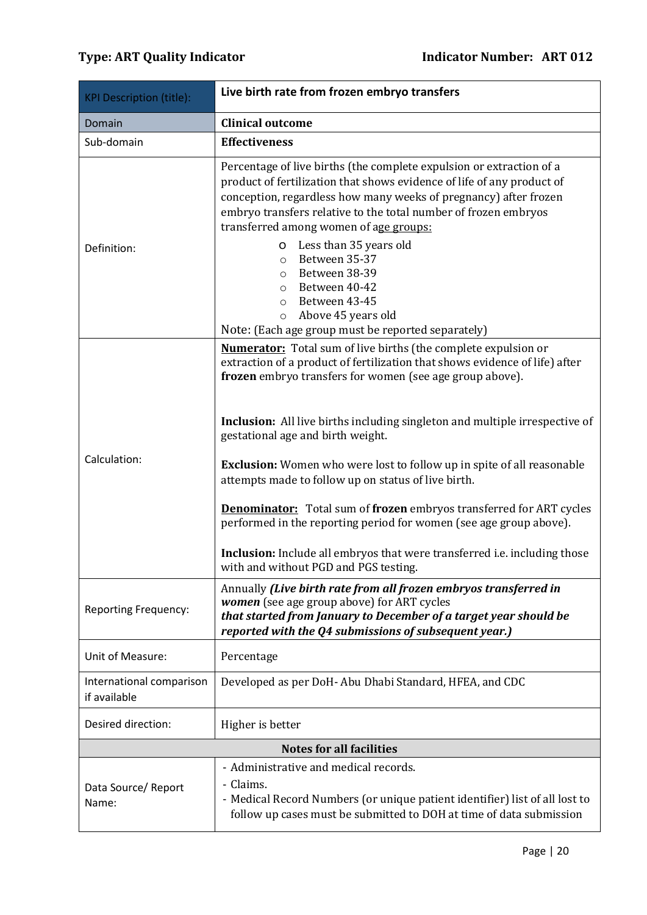**Type: ART Quality Indicator** **Indicator Number: ART 012**

| KPI Description (title): | **Live birth rate from frozen embryo transfers** |
|---|---|
| Domain | **Clinical outcome** |
| Sub-domain | **Effectiveness** |
| Definition: | Percentage of live births (the complete expulsion or extraction of a product of fertilization that shows evidence of life of any product of conception, regardless how many weeks of pregnancy) after frozen embryo transfers relative to the total number of frozen embryos transferred among women of age groups:<br>○ Less than 35 years old<br>○ Between 35-37<br>○ Between 38-39<br>○ Between 40-42<br>○ Between 43-45<br>○ Above 45 years old<br>Note: (Each age group must be reported separately) |
| Calculation: | **Numerator:** Total sum of live births (the complete expulsion or extraction of a product of fertilization that shows evidence of life) after **frozen** embryo transfers for women (see age group above).<br><br>**Inclusion:** All live births including singleton and multiple irrespective of gestational age and birth weight.<br><br>**Exclusion:** Women who were lost to follow up in spite of all reasonable attempts made to follow up on status of live birth.<br><br>**Denominator:** Total sum of **frozen** embryos transferred for ART cycles performed in the reporting period for women (see age group above).<br><br>**Inclusion:** Include all embryos that were transferred i.e. including those with and without PGD and PGS testing. |
| Reporting Frequency: | Annually ***(Live birth rate from all frozen embryos transferred in women*** (see age group above) for ART cycles ***that started from January to December of a target year should be reported with the Q4 submissions of subsequent year.)*** |
| Unit of Measure: | Percentage |
| International comparison if available | Developed as per DoH- Abu Dhabi Standard, HFEA, and CDC |
| Desired direction: | Higher is better |
| **Notes for all facilities** | |
| Data Source/ Report Name: | - Administrative and medical records.<br>- Claims.<br>- Medical Record Numbers (or unique patient identifier) list of all lost to follow up cases must be submitted to DOH at time of data submission |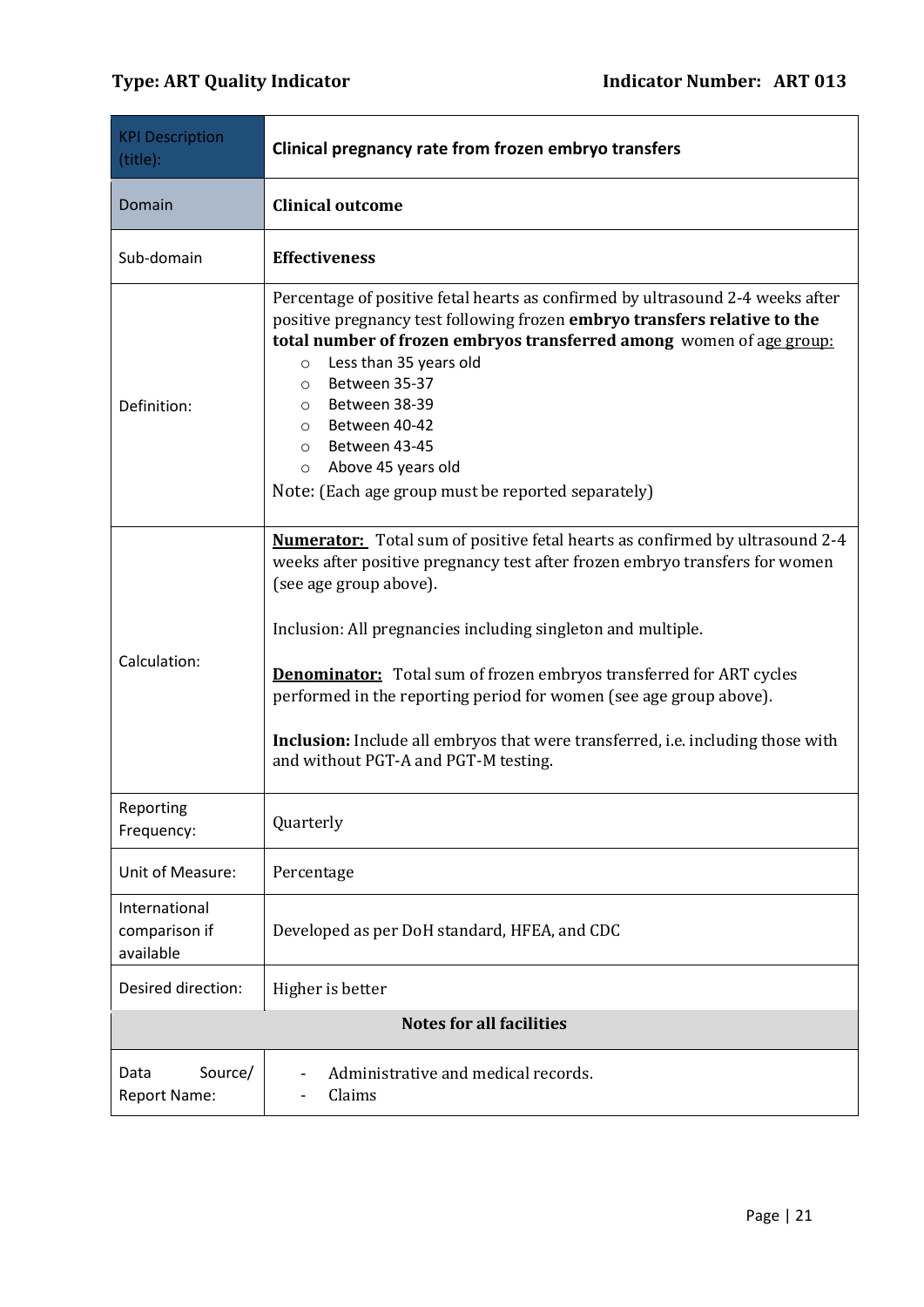**Type: ART Quality Indicator** **Indicator Number: ART 013**

| KPI Description (title): | **Clinical pregnancy rate from frozen embryo transfers** |
|---|---|
| Domain | **Clinical outcome** |
| Sub-domain | **Effectiveness** |
| Definition: | Percentage of positive fetal hearts as confirmed by ultrasound 2-4 weeks after positive pregnancy test following frozen **embryo transfers relative to the total number of frozen embryos transferred among** women of age group:<br>○ Less than 35 years old<br>○ Between 35-37<br>○ Between 38-39<br>○ Between 40-42<br>○ Between 43-45<br>○ Above 45 years old<br>Note: (Each age group must be reported separately) |
| Calculation: | **Numerator:** Total sum of positive fetal hearts as confirmed by ultrasound 2-4 weeks after positive pregnancy test after frozen embryo transfers for women (see age group above).<br><br>Inclusion: All pregnancies including singleton and multiple.<br><br>**Denominator:** Total sum of frozen embryos transferred for ART cycles performed in the reporting period for women (see age group above).<br><br>**Inclusion:** Include all embryos that were transferred, i.e. including those with and without PGT-A and PGT-M testing. |
| Reporting Frequency: | Quarterly |
| Unit of Measure: | Percentage |
| International comparison if available | Developed as per DoH standard, HFEA, and CDC |
| Desired direction: | Higher is better |
| **Notes for all facilities** | |
| Data Source/ Report Name: | - Administrative and medical records.<br>- Claims |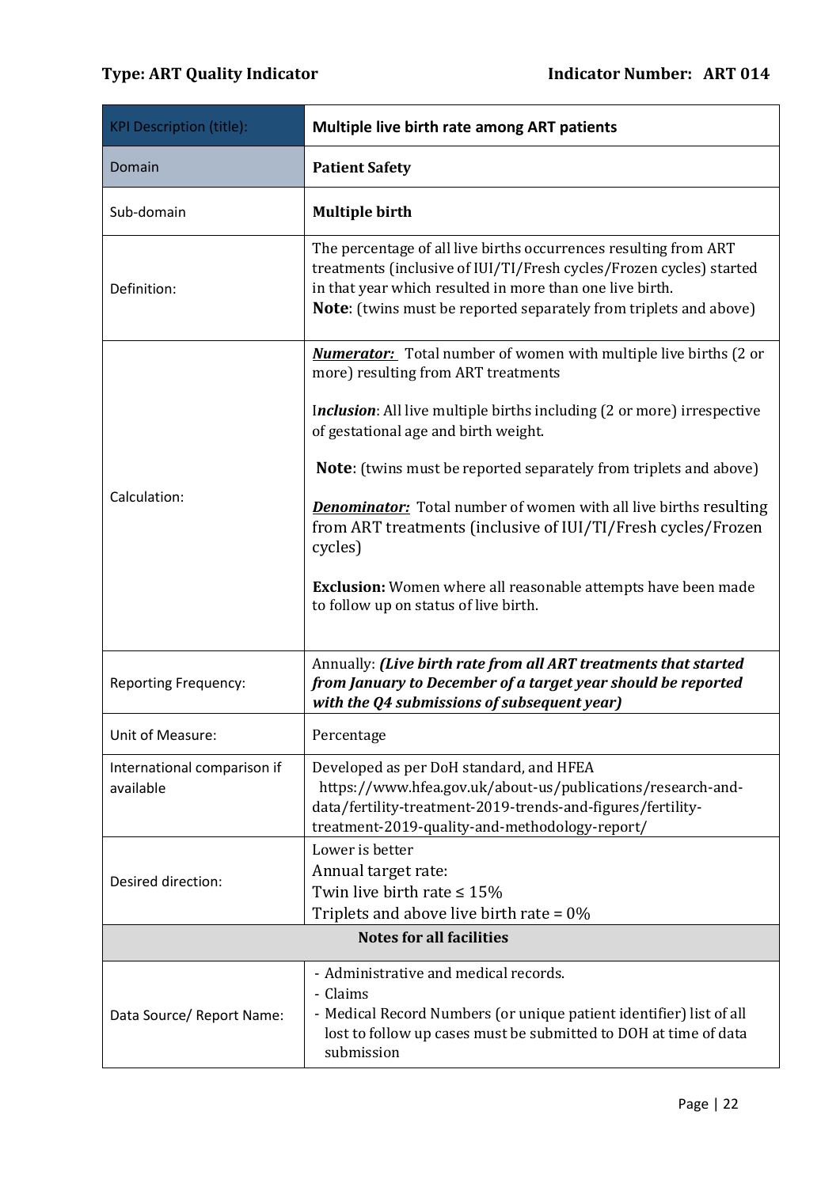**Type: ART Quality Indicator** **Indicator Number: ART 014**

| KPI Description (title): | **Multiple live birth rate among ART patients** |
|---|---|
| Domain | **Patient Safety** |
| Sub-domain | **Multiple birth** |
| Definition: | The percentage of all live births occurrences resulting from ART treatments (inclusive of IUI/TI/Fresh cycles/Frozen cycles) started in that year which resulted in more than one live birth.<br>**Note**: (twins must be reported separately from triplets and above) |
| Calculation: | ***Numerator:*** Total number of women with multiple live births (2 or more) resulting from ART treatments<br><br>I***nclusion***: All live multiple births including (2 or more) irrespective of gestational age and birth weight.<br><br>**Note**: (twins must be reported separately from triplets and above)<br><br>***Denominator:*** Total number of women with all live births resulting from ART treatments (inclusive of IUI/TI/Fresh cycles/Frozen cycles)<br><br>**Exclusion:** Women where all reasonable attempts have been made to follow up on status of live birth. |
| Reporting Frequency: | Annually: ***(Live birth rate from all ART treatments that started from January to December of a target year should be reported with the Q4 submissions of subsequent year)*** |
| Unit of Measure: | Percentage |
| International comparison if available | Developed as per DoH standard, and HFEA https://www.hfea.gov.uk/about-us/publications/research-and-data/fertility-treatment-2019-trends-and-figures/fertility-treatment-2019-quality-and-methodology-report/ |
| Desired direction: | Lower is better<br>Annual target rate:<br>Twin live birth rate ≤ 15%<br>Triplets and above live birth rate = 0% |
| **Notes for all facilities** | |
| Data Source/ Report Name: | - Administrative and medical records.<br>- Claims<br>- Medical Record Numbers (or unique patient identifier) list of all lost to follow up cases must be submitted to DOH at time of data submission |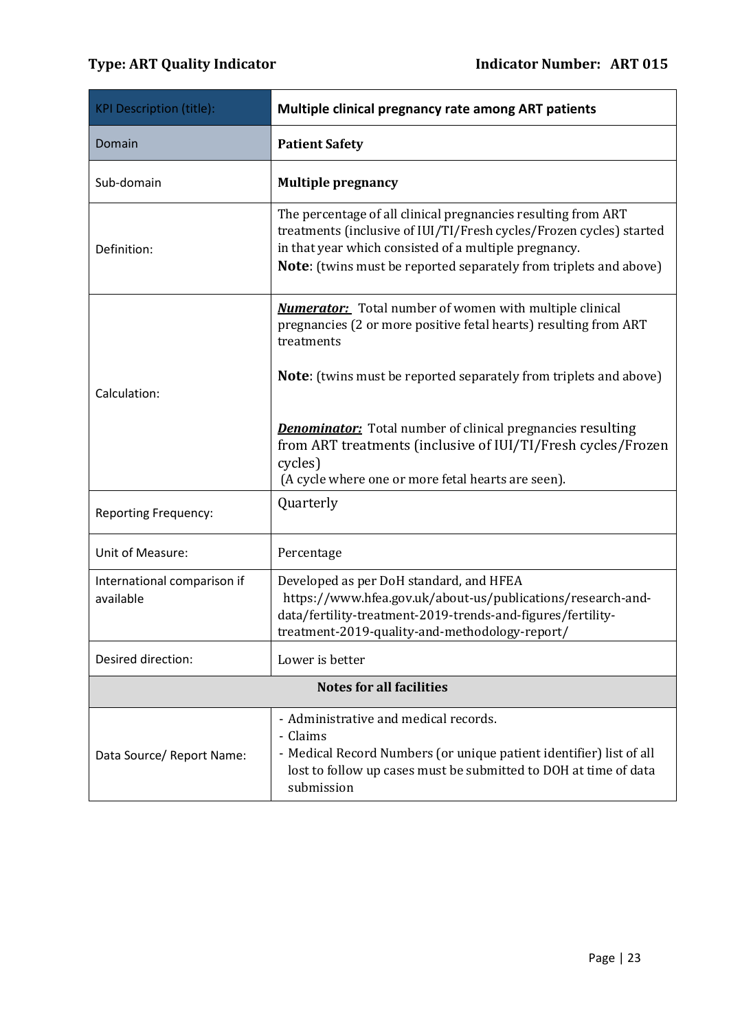**Type: ART Quality Indicator** **Indicator Number: ART 015**

| KPI Description (title): | **Multiple clinical pregnancy rate among ART patients** |
|---|---|
| Domain | **Patient Safety** |
| Sub-domain | **Multiple pregnancy** |
| Definition: | The percentage of all clinical pregnancies resulting from ART treatments (inclusive of IUI/TI/Fresh cycles/Frozen cycles) started in that year which consisted of a multiple pregnancy.<br>**Note**: (twins must be reported separately from triplets and above) |
| Calculation: | ***Numerator:*** Total number of women with multiple clinical pregnancies (2 or more positive fetal hearts) resulting from ART treatments<br><br>**Note**: (twins must be reported separately from triplets and above)<br><br>***Denominator:*** Total number of clinical pregnancies resulting from ART treatments (inclusive of IUI/TI/Fresh cycles/Frozen cycles)<br>(A cycle where one or more fetal hearts are seen). |
| Reporting Frequency: | Quarterly |
| Unit of Measure: | Percentage |
| International comparison if available | Developed as per DoH standard, and HFEA https://www.hfea.gov.uk/about-us/publications/research-and-data/fertility-treatment-2019-trends-and-figures/fertility-treatment-2019-quality-and-methodology-report/ |
| Desired direction: | Lower is better |
| **Notes for all facilities** | |
| Data Source/ Report Name: | - Administrative and medical records.<br>- Claims<br>- Medical Record Numbers (or unique patient identifier) list of all lost to follow up cases must be submitted to DOH at time of data submission |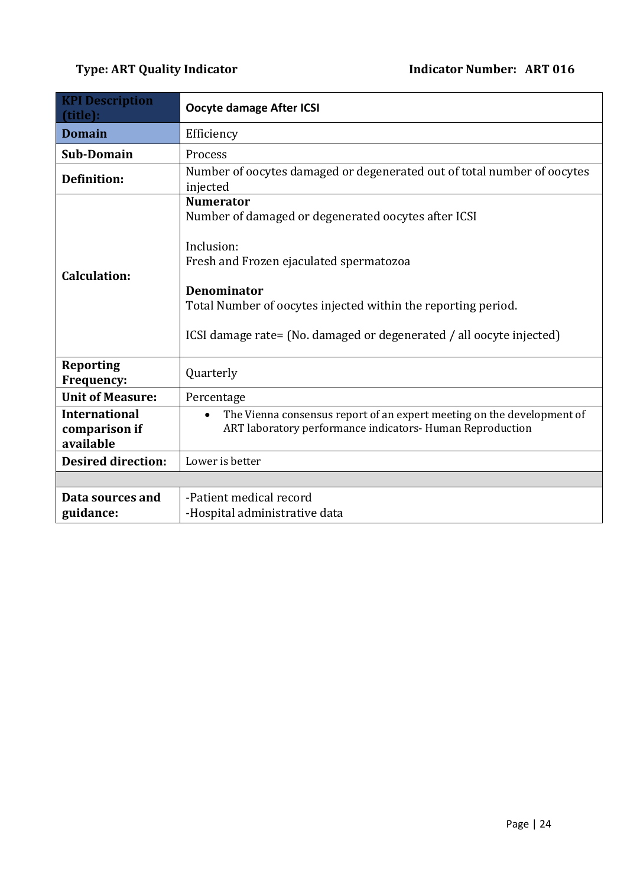**Type: ART Quality Indicator** **Indicator Number: ART 016**

| **KPI Description (title):** | **Oocyte damage After ICSI** |
|---|---|
| **Domain** | Efficiency |
| **Sub-Domain** | Process |
| **Definition:** | Number of oocytes damaged or degenerated out of total number of oocytes injected |
| **Calculation:** | **Numerator**<br>Number of damaged or degenerated oocytes after ICSI<br><br>Inclusion:<br>Fresh and Frozen ejaculated spermatozoa<br><br>**Denominator**<br>Total Number of oocytes injected within the reporting period.<br><br>ICSI damage rate= (No. damaged or degenerated / all oocyte injected) |
| **Reporting Frequency:** | Quarterly |
| **Unit of Measure:** | Percentage |
| **International comparison if available** | • The Vienna consensus report of an expert meeting on the development of ART laboratory performance indicators- Human Reproduction |
| **Desired direction:** | Lower is better |
| | |
| **Data sources and guidance:** | -Patient medical record<br>-Hospital administrative data |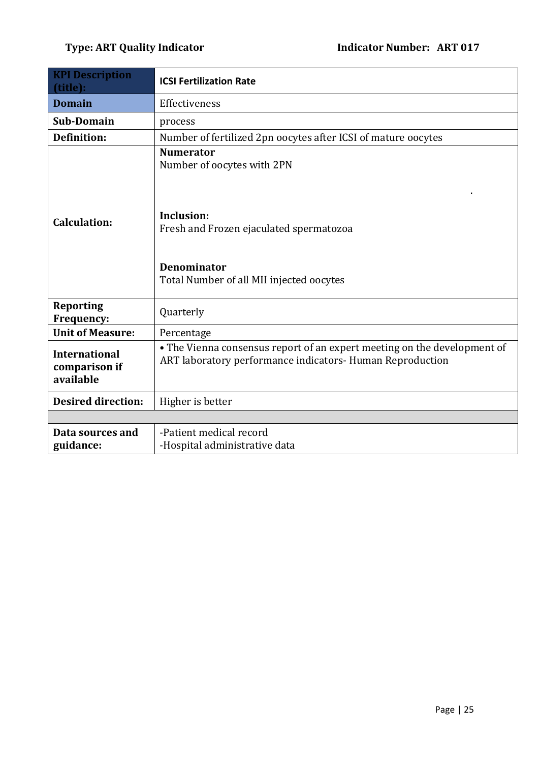**Type: ART Quality Indicator** **Indicator Number: ART 017**

| KPI Description (title): | ICSI Fertilization Rate |
|---|---|
| Domain | Effectiveness |
| Sub-Domain | process |
| Definition: | Number of fertilized 2pn oocytes after ICSI of mature oocytes |
| Calculation: | **Numerator**<br>Number of oocytes with 2PN<br><br>**Inclusion:**<br>Fresh and Frozen ejaculated spermatozoa<br><br>**Denominator**<br>Total Number of all MII injected oocytes |
| Reporting Frequency: | Quarterly |
| Unit of Measure: | Percentage |
| International comparison if available | • The Vienna consensus report of an expert meeting on the development of ART laboratory performance indicators- Human Reproduction |
| Desired direction: | Higher is better |
| | |
| Data sources and guidance: | -Patient medical record<br>-Hospital administrative data |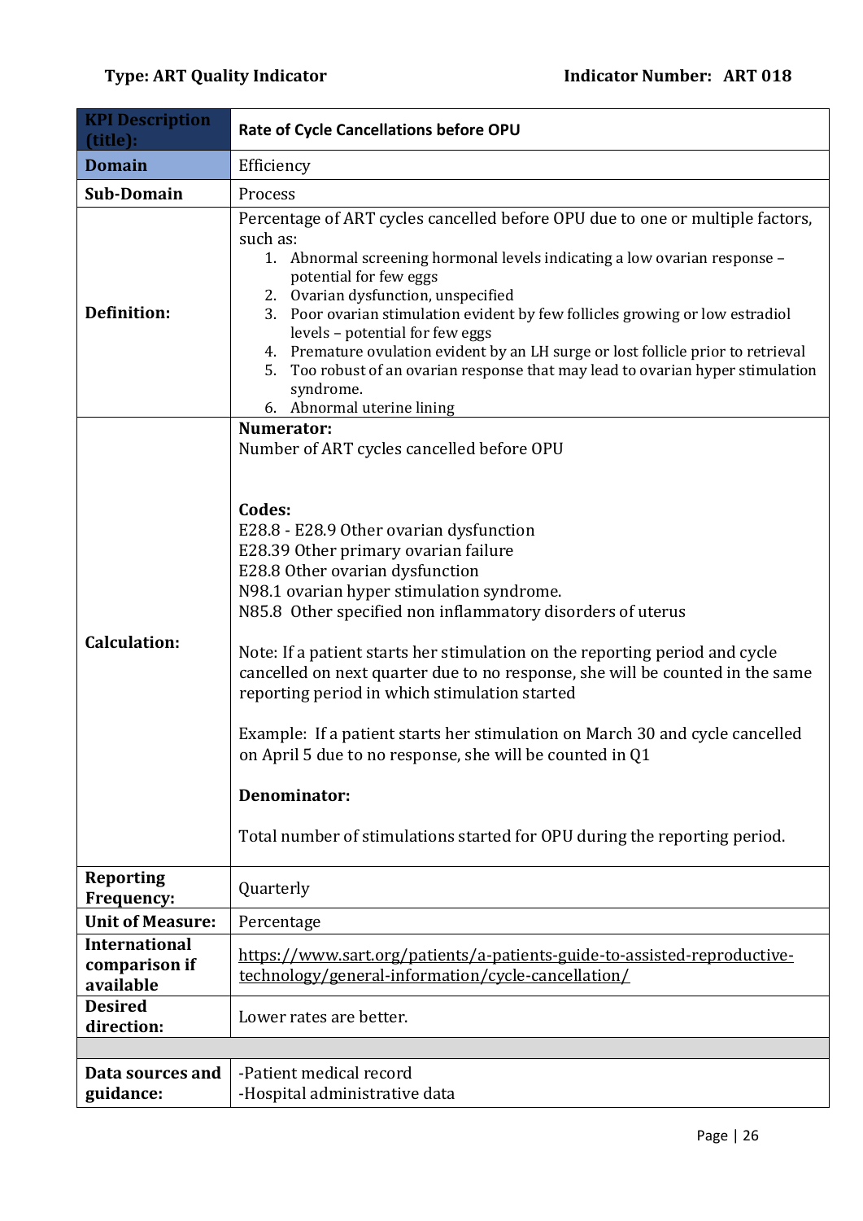**Type: ART Quality Indicator** **Indicator Number: ART 018**

| **KPI Description (title):** | **Rate of Cycle Cancellations before OPU** |
|---|---|
| **Domain** | Efficiency |
| **Sub-Domain** | Process |
| **Definition:** | Percentage of ART cycles cancelled before OPU due to one or multiple factors, such as:<br>1. Abnormal screening hormonal levels indicating a low ovarian response – potential for few eggs<br>2. Ovarian dysfunction, unspecified<br>3. Poor ovarian stimulation evident by few follicles growing or low estradiol levels – potential for few eggs<br>4. Premature ovulation evident by an LH surge or lost follicle prior to retrieval<br>5. Too robust of an ovarian response that may lead to ovarian hyper stimulation syndrome.<br>6. Abnormal uterine lining |
| **Calculation:** | **Numerator:**<br>Number of ART cycles cancelled before OPU<br><br>**Codes:**<br>E28.8 - E28.9 Other ovarian dysfunction<br>E28.39 Other primary ovarian failure<br>E28.8 Other ovarian dysfunction<br>N98.1 ovarian hyper stimulation syndrome.<br>N85.8 Other specified non inflammatory disorders of uterus<br><br>Note: If a patient starts her stimulation on the reporting period and cycle cancelled on next quarter due to no response, she will be counted in the same reporting period in which stimulation started<br><br>Example: If a patient starts her stimulation on March 30 and cycle cancelled on April 5 due to no response, she will be counted in Q1<br><br>**Denominator:**<br><br>Total number of stimulations started for OPU during the reporting period. |
| **Reporting Frequency:** | Quarterly |
| **Unit of Measure:** | Percentage |
| **International comparison if available** | https://www.sart.org/patients/a-patients-guide-to-assisted-reproductive-technology/general-information/cycle-cancellation/ |
| **Desired direction:** | Lower rates are better. |
| | |
| **Data sources and guidance:** | -Patient medical record<br>-Hospital administrative data |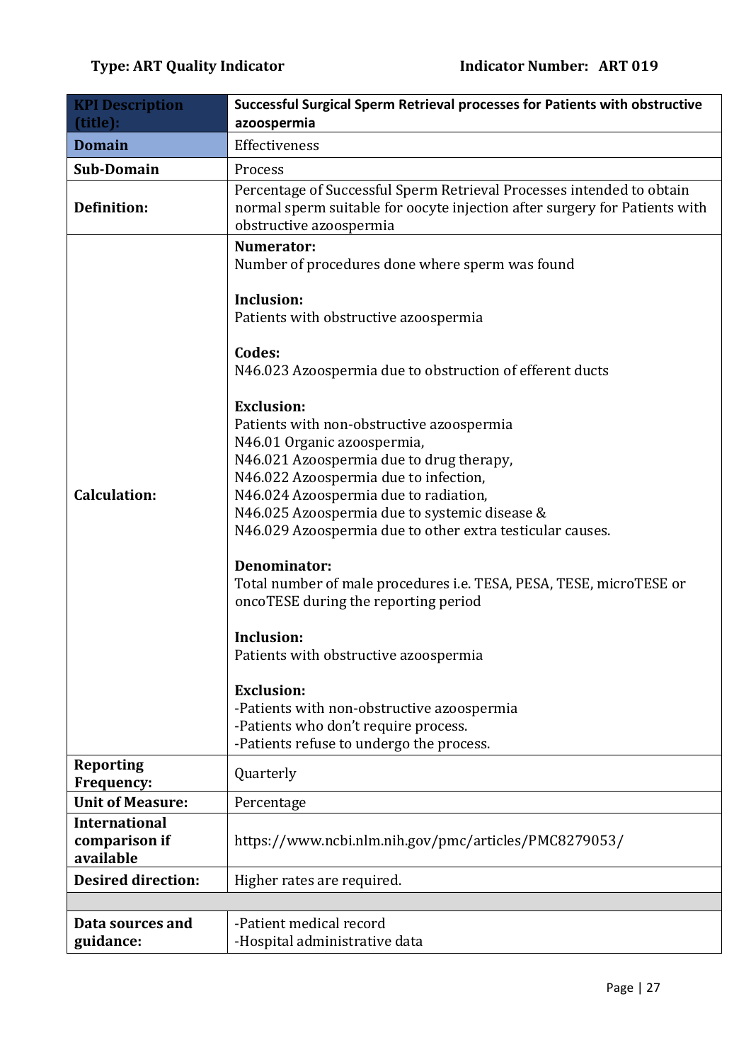**Type: ART Quality Indicator** **Indicator Number: ART 019**

| KPI Description (title): | Successful Surgical Sperm Retrieval processes for Patients with obstructive azoospermia |
|---|---|
| **Domain** | Effectiveness |
| **Sub-Domain** | Process |
| **Definition:** | Percentage of Successful Sperm Retrieval Processes intended to obtain normal sperm suitable for oocyte injection after surgery for Patients with obstructive azoospermia |
| **Calculation:** | **Numerator:**<br>Number of procedures done where sperm was found<br><br>**Inclusion:**<br>Patients with obstructive azoospermia<br><br>**Codes:**<br>N46.023 Azoospermia due to obstruction of efferent ducts<br><br>**Exclusion:**<br>Patients with non-obstructive azoospermia<br>N46.01 Organic azoospermia,<br>N46.021 Azoospermia due to drug therapy,<br>N46.022 Azoospermia due to infection,<br>N46.024 Azoospermia due to radiation,<br>N46.025 Azoospermia due to systemic disease &<br>N46.029 Azoospermia due to other extra testicular causes.<br><br>**Denominator:**<br>Total number of male procedures i.e. TESA, PESA, TESE, microTESE or oncoTESE during the reporting period<br><br>**Inclusion:**<br>Patients with obstructive azoospermia<br><br>**Exclusion:**<br>-Patients with non-obstructive azoospermia<br>-Patients who don't require process.<br>-Patients refuse to undergo the process. |
| **Reporting Frequency:** | Quarterly |
| **Unit of Measure:** | Percentage |
| **International comparison if available** | https://www.ncbi.nlm.nih.gov/pmc/articles/PMC8279053/ |
| **Desired direction:** | Higher rates are required. |
| | |
| **Data sources and guidance:** | -Patient medical record<br>-Hospital administrative data |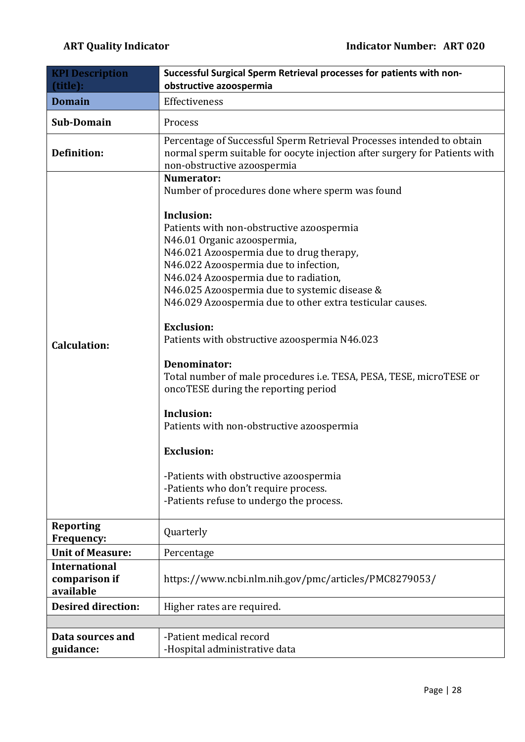**ART Quality Indicator** **Indicator Number: ART 020**

| **KPI Description (title):** | **Successful Surgical Sperm Retrieval processes for patients with non-obstructive azoospermia** |
|---|---|
| **Domain** | Effectiveness |
| **Sub-Domain** | Process |
| **Definition:** | Percentage of Successful Sperm Retrieval Processes intended to obtain normal sperm suitable for oocyte injection after surgery for Patients with non-obstructive azoospermia |
| **Calculation:** | **Numerator:**<br>Number of procedures done where sperm was found<br><br>**Inclusion:**<br>Patients with non-obstructive azoospermia<br>N46.01 Organic azoospermia,<br>N46.021 Azoospermia due to drug therapy,<br>N46.022 Azoospermia due to infection,<br>N46.024 Azoospermia due to radiation,<br>N46.025 Azoospermia due to systemic disease &<br>N46.029 Azoospermia due to other extra testicular causes.<br><br>**Exclusion:**<br>Patients with obstructive azoospermia N46.023<br><br>**Denominator:**<br>Total number of male procedures i.e. TESA, PESA, TESE, microTESE or oncoTESE during the reporting period<br><br>**Inclusion:**<br>Patients with non-obstructive azoospermia<br><br>**Exclusion:**<br><br>-Patients with obstructive azoospermia<br>-Patients who don't require process.<br>-Patients refuse to undergo the process. |
| **Reporting Frequency:** | Quarterly |
| **Unit of Measure:** | Percentage |
| **International comparison if available** | https://www.ncbi.nlm.nih.gov/pmc/articles/PMC8279053/ |
| **Desired direction:** | Higher rates are required. |
| | |
| **Data sources and guidance:** | -Patient medical record<br>-Hospital administrative data |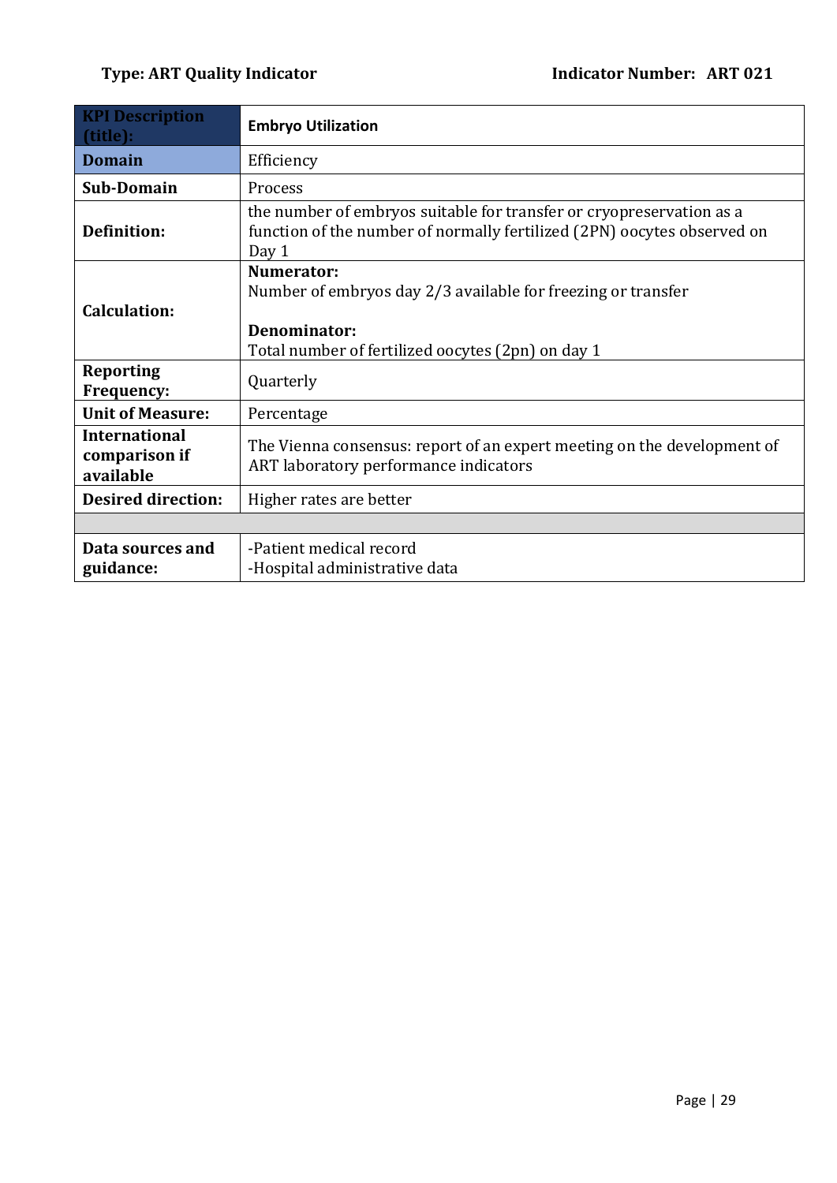**Type: ART Quality Indicator** **Indicator Number: ART 021**

| KPI Description (title): | Embryo Utilization |
|---|---|
| **Domain** | Efficiency |
| **Sub-Domain** | Process |
| **Definition:** | the number of embryos suitable for transfer or cryopreservation as a function of the number of normally fertilized (2PN) oocytes observed on Day 1 |
| **Calculation:** | **Numerator:**<br>Number of embryos day 2/3 available for freezing or transfer<br><br>**Denominator:**<br>Total number of fertilized oocytes (2pn) on day 1 |
| **Reporting Frequency:** | Quarterly |
| **Unit of Measure:** | Percentage |
| **International comparison if available** | The Vienna consensus: report of an expert meeting on the development of ART laboratory performance indicators |
| **Desired direction:** | Higher rates are better |
| | |
| **Data sources and guidance:** | -Patient medical record<br>-Hospital administrative data |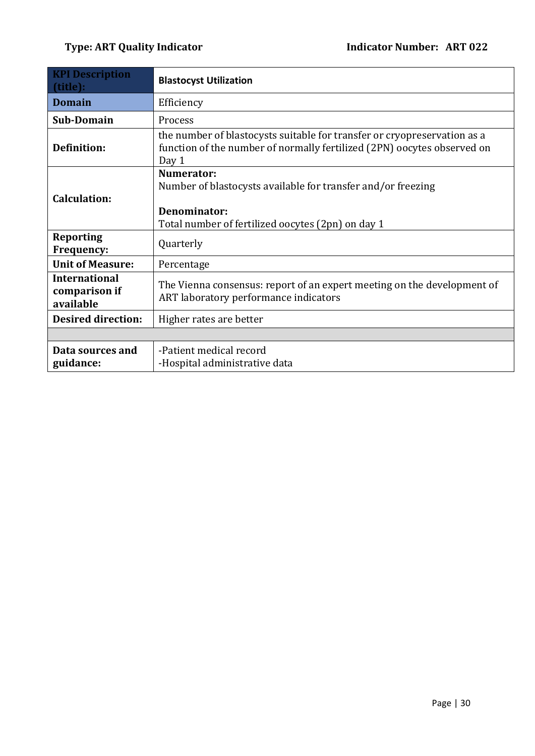**Type: ART Quality Indicator** **Indicator Number: ART 022**

| | |
|---|---|
| **KPI Description (title):** | **Blastocyst Utilization** |
| **Domain** | Efficiency |
| **Sub-Domain** | Process |
| **Definition:** | the number of blastocysts suitable for transfer or cryopreservation as a function of the number of normally fertilized (2PN) oocytes observed on Day 1 |
| **Calculation:** | **Numerator:**<br>Number of blastocysts available for transfer and/or freezing<br><br>**Denominator:**<br>Total number of fertilized oocytes (2pn) on day 1 |
| **Reporting Frequency:** | Quarterly |
| **Unit of Measure:** | Percentage |
| **International comparison if available** | The Vienna consensus: report of an expert meeting on the development of ART laboratory performance indicators |
| **Desired direction:** | Higher rates are better |
| | |
| **Data sources and guidance:** | -Patient medical record<br>-Hospital administrative data |